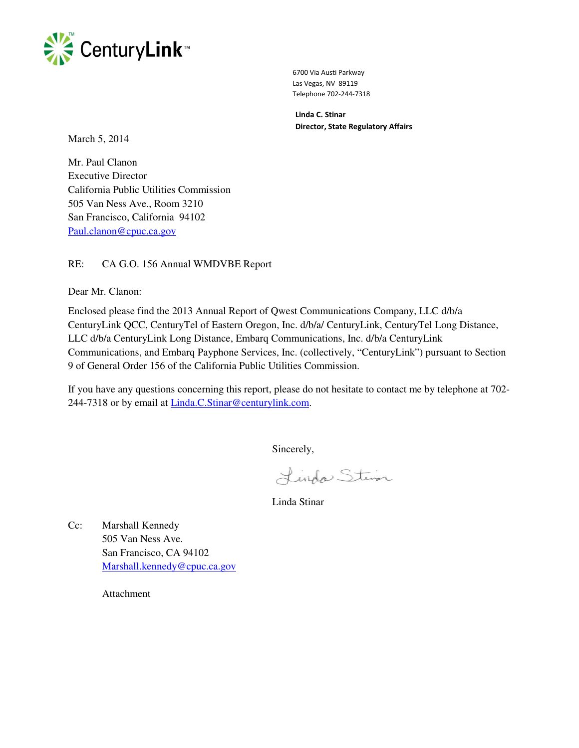CenturyLink™

6700 Via Austi Parkway
Las Vegas, NV 89119
Telephone 702-244-7318

**Linda C. Stinar**
**Director, State Regulatory Affairs**

March 5, 2014

Mr. Paul Clanon
Executive Director
California Public Utilities Commission
505 Van Ness Ave., Room 3210
San Francisco, California 94102
Paul.clanon@cpuc.ca.gov

RE: CA G.O. 156 Annual WMDVBE Report

Dear Mr. Clanon:

Enclosed please find the 2013 Annual Report of Qwest Communications Company, LLC d/b/a CenturyLink QCC, CenturyTel of Eastern Oregon, Inc. d/b/a/ CenturyLink, CenturyTel Long Distance, LLC d/b/a CenturyLink Long Distance, Embarq Communications, Inc. d/b/a CenturyLink Communications, and Embarq Payphone Services, Inc. (collectively, "CenturyLink") pursuant to Section 9 of General Order 156 of the California Public Utilities Commission.

If you have any questions concerning this report, please do not hesitate to contact me by telephone at 702-244-7318 or by email at Linda.C.Stinar@centurylink.com.

Sincerely,

Linda Stinar

Cc: Marshall Kennedy
505 Van Ness Ave.
San Francisco, CA 94102
Marshall.kennedy@cpuc.ca.gov

Attachment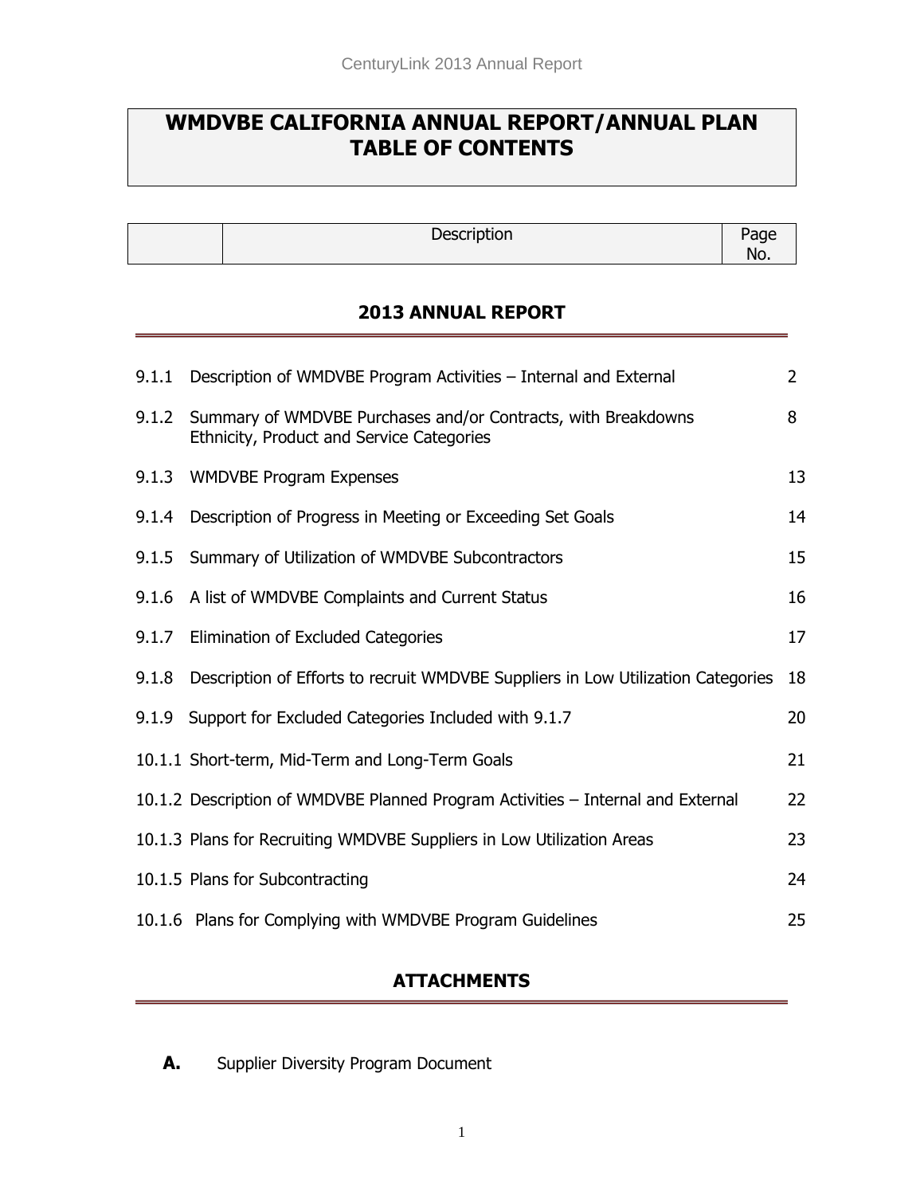# WMDVBE CALIFORNIA ANNUAL REPORT/ANNUAL PLAN TABLE OF CONTENTS

| | Description | Page No. |
|---|---|---|

## 2013 ANNUAL REPORT

| | | |
|---|---|---|
| 9.1.1 | Description of WMDVBE Program Activities – Internal and External | 2 |
| 9.1.2 | Summary of WMDVBE Purchases and/or Contracts, with Breakdowns Ethnicity, Product and Service Categories | 8 |
| 9.1.3 | WMDVBE Program Expenses | 13 |
| 9.1.4 | Description of Progress in Meeting or Exceeding Set Goals | 14 |
| 9.1.5 | Summary of Utilization of WMDVBE Subcontractors | 15 |
| 9.1.6 | A list of WMDVBE Complaints and Current Status | 16 |
| 9.1.7 | Elimination of Excluded Categories | 17 |
| 9.1.8 | Description of Efforts to recruit WMDVBE Suppliers in Low Utilization Categories | 18 |
| 9.1.9 | Support for Excluded Categories Included with 9.1.7 | 20 |
| 10.1.1 | Short-term, Mid-Term and Long-Term Goals | 21 |
| 10.1.2 | Description of WMDVBE Planned Program Activities – Internal and External | 22 |
| 10.1.3 | Plans for Recruiting WMDVBE Suppliers in Low Utilization Areas | 23 |
| 10.1.5 | Plans for Subcontracting | 24 |
| 10.1.6 | Plans for Complying with WMDVBE Program Guidelines | 25 |

## ATTACHMENTS

**A.** Supplier Diversity Program Document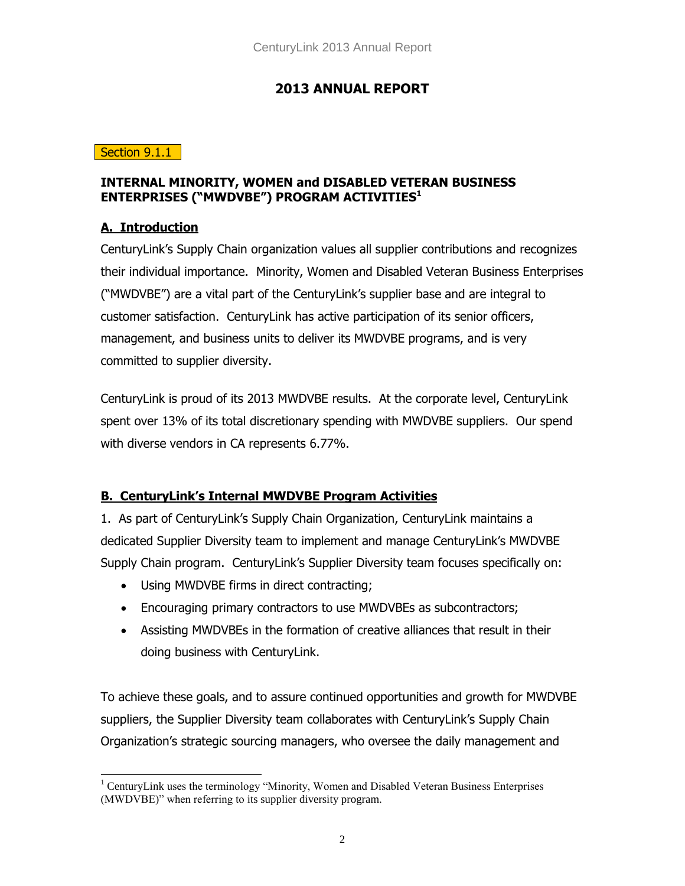# 2013 ANNUAL REPORT

Section 9.1.1

**INTERNAL MINORITY, WOMEN and DISABLED VETERAN BUSINESS ENTERPRISES ("MWDVBE") PROGRAM ACTIVITIES[1]**

## A. Introduction

CenturyLink's Supply Chain organization values all supplier contributions and recognizes their individual importance. Minority, Women and Disabled Veteran Business Enterprises ("MWDVBE") are a vital part of the CenturyLink's supplier base and are integral to customer satisfaction. CenturyLink has active participation of its senior officers, management, and business units to deliver its MWDVBE programs, and is very committed to supplier diversity.

CenturyLink is proud of its 2013 MWDVBE results. At the corporate level, CenturyLink spent over 13% of its total discretionary spending with MWDVBE suppliers. Our spend with diverse vendors in CA represents 6.77%.

## B. CenturyLink's Internal MWDVBE Program Activities

1. As part of CenturyLink's Supply Chain Organization, CenturyLink maintains a dedicated Supplier Diversity team to implement and manage CenturyLink's MWDVBE Supply Chain program. CenturyLink's Supplier Diversity team focuses specifically on:

- Using MWDVBE firms in direct contracting;
- Encouraging primary contractors to use MWDVBEs as subcontractors;
- Assisting MWDVBEs in the formation of creative alliances that result in their doing business with CenturyLink.

To achieve these goals, and to assure continued opportunities and growth for MWDVBE suppliers, the Supplier Diversity team collaborates with CenturyLink's Supply Chain Organization's strategic sourcing managers, who oversee the daily management and

[1] CenturyLink uses the terminology "Minority, Women and Disabled Veteran Business Enterprises (MWDVBE)" when referring to its supplier diversity program.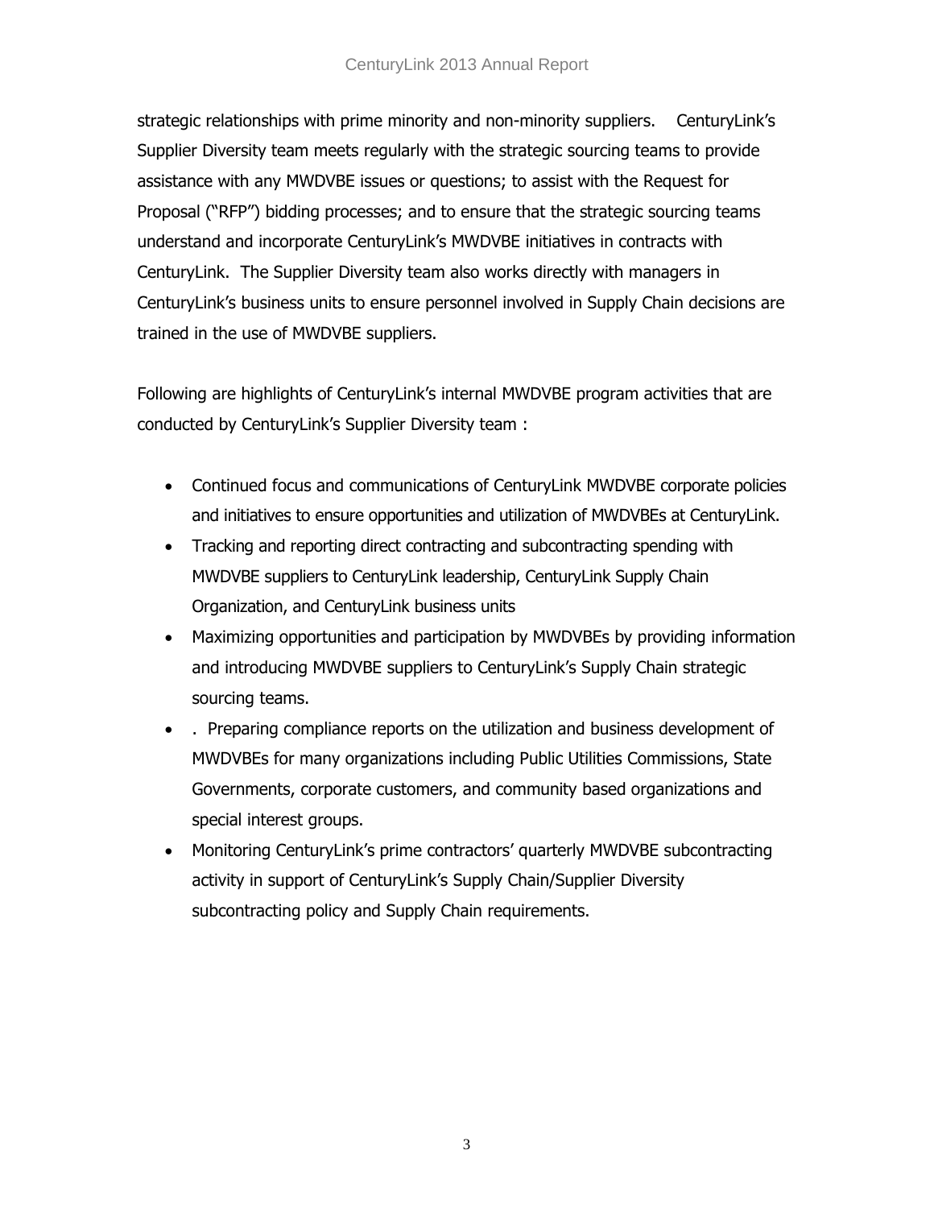strategic relationships with prime minority and non-minority suppliers. CenturyLink's Supplier Diversity team meets regularly with the strategic sourcing teams to provide assistance with any MWDVBE issues or questions; to assist with the Request for Proposal ("RFP") bidding processes; and to ensure that the strategic sourcing teams understand and incorporate CenturyLink's MWDVBE initiatives in contracts with CenturyLink. The Supplier Diversity team also works directly with managers in CenturyLink's business units to ensure personnel involved in Supply Chain decisions are trained in the use of MWDVBE suppliers.

Following are highlights of CenturyLink's internal MWDVBE program activities that are conducted by CenturyLink's Supplier Diversity team :

- Continued focus and communications of CenturyLink MWDVBE corporate policies and initiatives to ensure opportunities and utilization of MWDVBEs at CenturyLink.
- Tracking and reporting direct contracting and subcontracting spending with MWDVBE suppliers to CenturyLink leadership, CenturyLink Supply Chain Organization, and CenturyLink business units
- Maximizing opportunities and participation by MWDVBEs by providing information and introducing MWDVBE suppliers to CenturyLink's Supply Chain strategic sourcing teams.
- . Preparing compliance reports on the utilization and business development of MWDVBEs for many organizations including Public Utilities Commissions, State Governments, corporate customers, and community based organizations and special interest groups.
- Monitoring CenturyLink's prime contractors' quarterly MWDVBE subcontracting activity in support of CenturyLink's Supply Chain/Supplier Diversity subcontracting policy and Supply Chain requirements.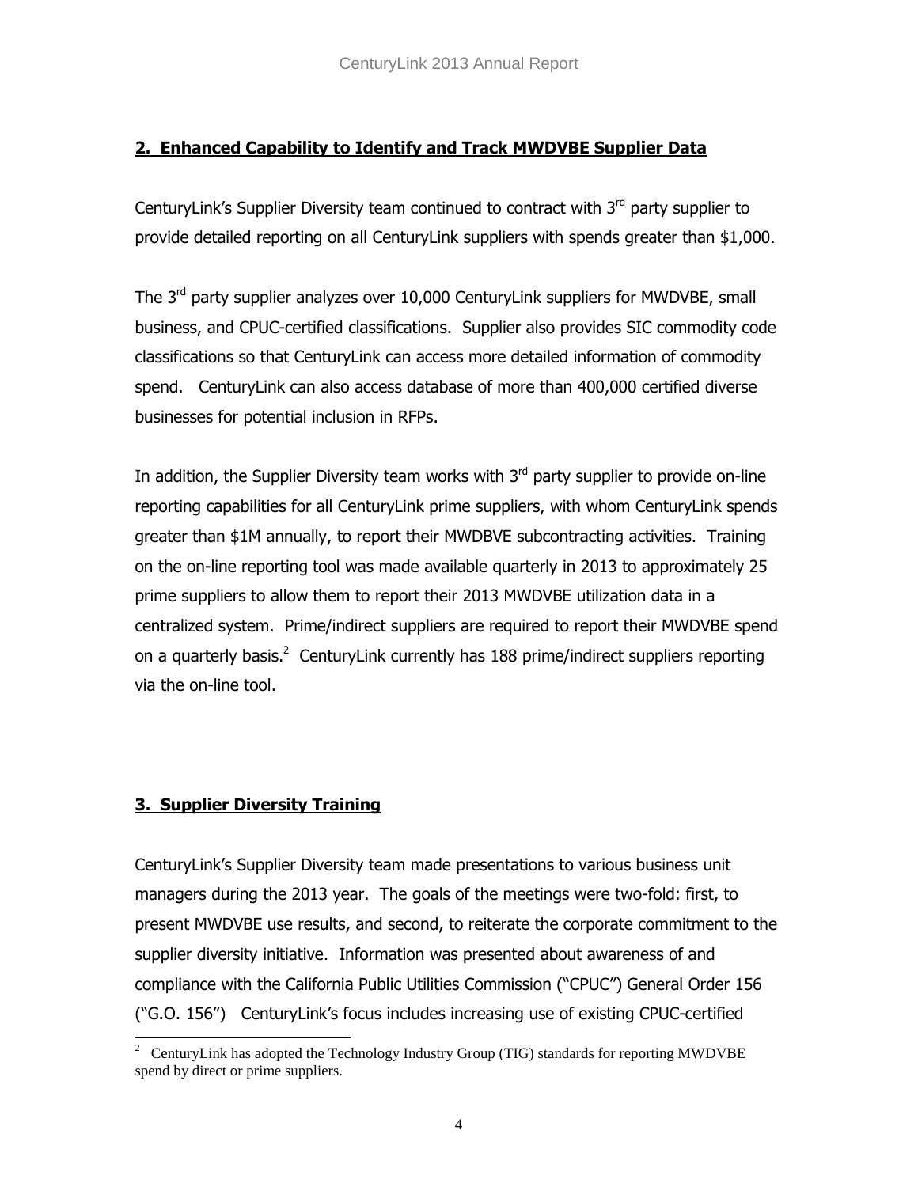## 2. Enhanced Capability to Identify and Track MWDVBE Supplier Data

CenturyLink's Supplier Diversity team continued to contract with 3rd party supplier to provide detailed reporting on all CenturyLink suppliers with spends greater than $1,000.

The 3rd party supplier analyzes over 10,000 CenturyLink suppliers for MWDVBE, small business, and CPUC-certified classifications. Supplier also provides SIC commodity code classifications so that CenturyLink can access more detailed information of commodity spend. CenturyLink can also access database of more than 400,000 certified diverse businesses for potential inclusion in RFPs.

In addition, the Supplier Diversity team works with 3rd party supplier to provide on-line reporting capabilities for all CenturyLink prime suppliers, with whom CenturyLink spends greater than $1M annually, to report their MWDBVE subcontracting activities. Training on the on-line reporting tool was made available quarterly in 2013 to approximately 25 prime suppliers to allow them to report their 2013 MWDVBE utilization data in a centralized system. Prime/indirect suppliers are required to report their MWDVBE spend on a quarterly basis.[2] CenturyLink currently has 188 prime/indirect suppliers reporting via the on-line tool.

## 3. Supplier Diversity Training

CenturyLink's Supplier Diversity team made presentations to various business unit managers during the 2013 year. The goals of the meetings were two-fold: first, to present MWDVBE use results, and second, to reiterate the corporate commitment to the supplier diversity initiative. Information was presented about awareness of and compliance with the California Public Utilities Commission ("CPUC") General Order 156 ("G.O. 156") CenturyLink's focus includes increasing use of existing CPUC-certified

---

[2] CenturyLink has adopted the Technology Industry Group (TIG) standards for reporting MWDVBE spend by direct or prime suppliers.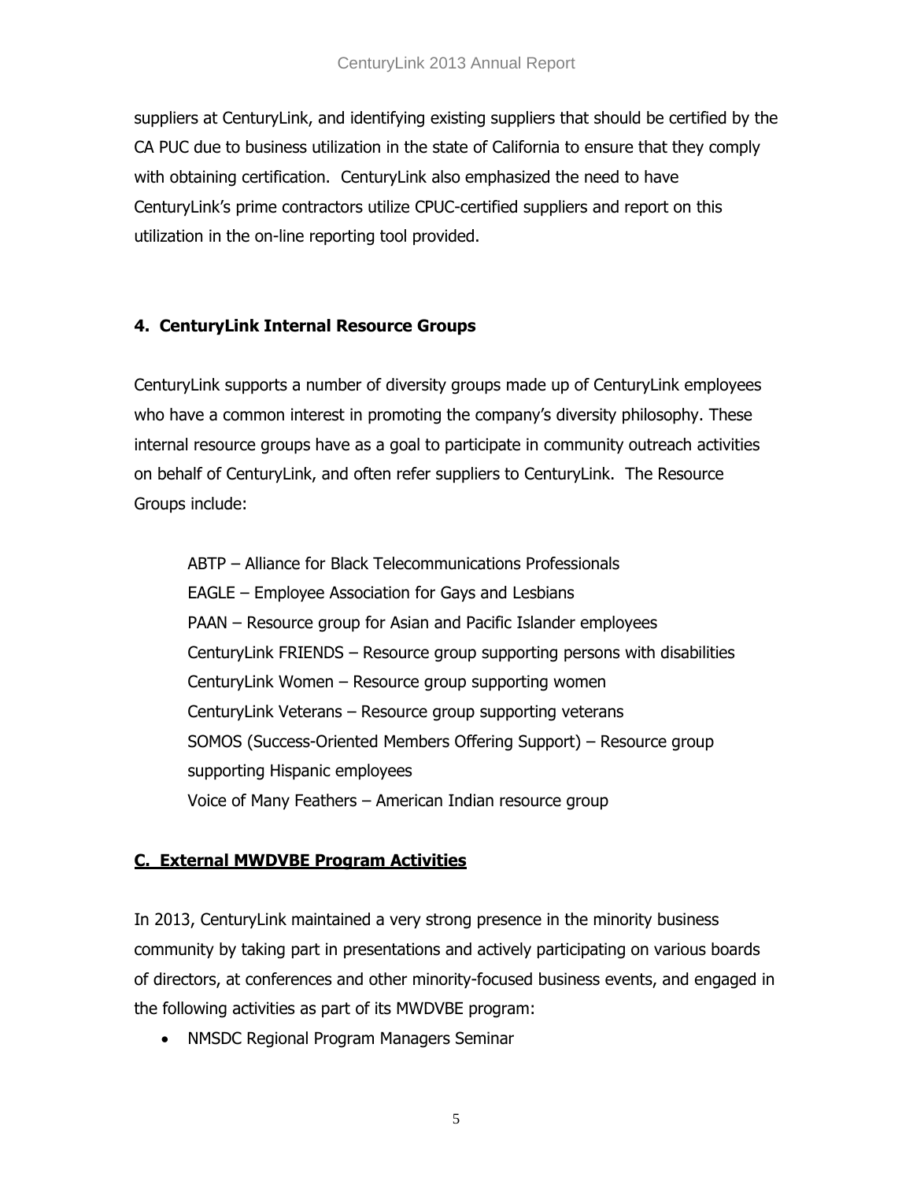suppliers at CenturyLink, and identifying existing suppliers that should be certified by the CA PUC due to business utilization in the state of California to ensure that they comply with obtaining certification. CenturyLink also emphasized the need to have CenturyLink's prime contractors utilize CPUC-certified suppliers and report on this utilization in the on-line reporting tool provided.

### 4. CenturyLink Internal Resource Groups

CenturyLink supports a number of diversity groups made up of CenturyLink employees who have a common interest in promoting the company's diversity philosophy. These internal resource groups have as a goal to participate in community outreach activities on behalf of CenturyLink, and often refer suppliers to CenturyLink. The Resource Groups include:

ABTP – Alliance for Black Telecommunications Professionals
EAGLE – Employee Association for Gays and Lesbians
PAAN – Resource group for Asian and Pacific Islander employees
CenturyLink FRIENDS – Resource group supporting persons with disabilities
CenturyLink Women – Resource group supporting women
CenturyLink Veterans – Resource group supporting veterans
SOMOS (Success-Oriented Members Offering Support) – Resource group supporting Hispanic employees
Voice of Many Feathers – American Indian resource group

## C. External MWDVBE Program Activities

In 2013, CenturyLink maintained a very strong presence in the minority business community by taking part in presentations and actively participating on various boards of directors, at conferences and other minority-focused business events, and engaged in the following activities as part of its MWDVBE program:

- NMSDC Regional Program Managers Seminar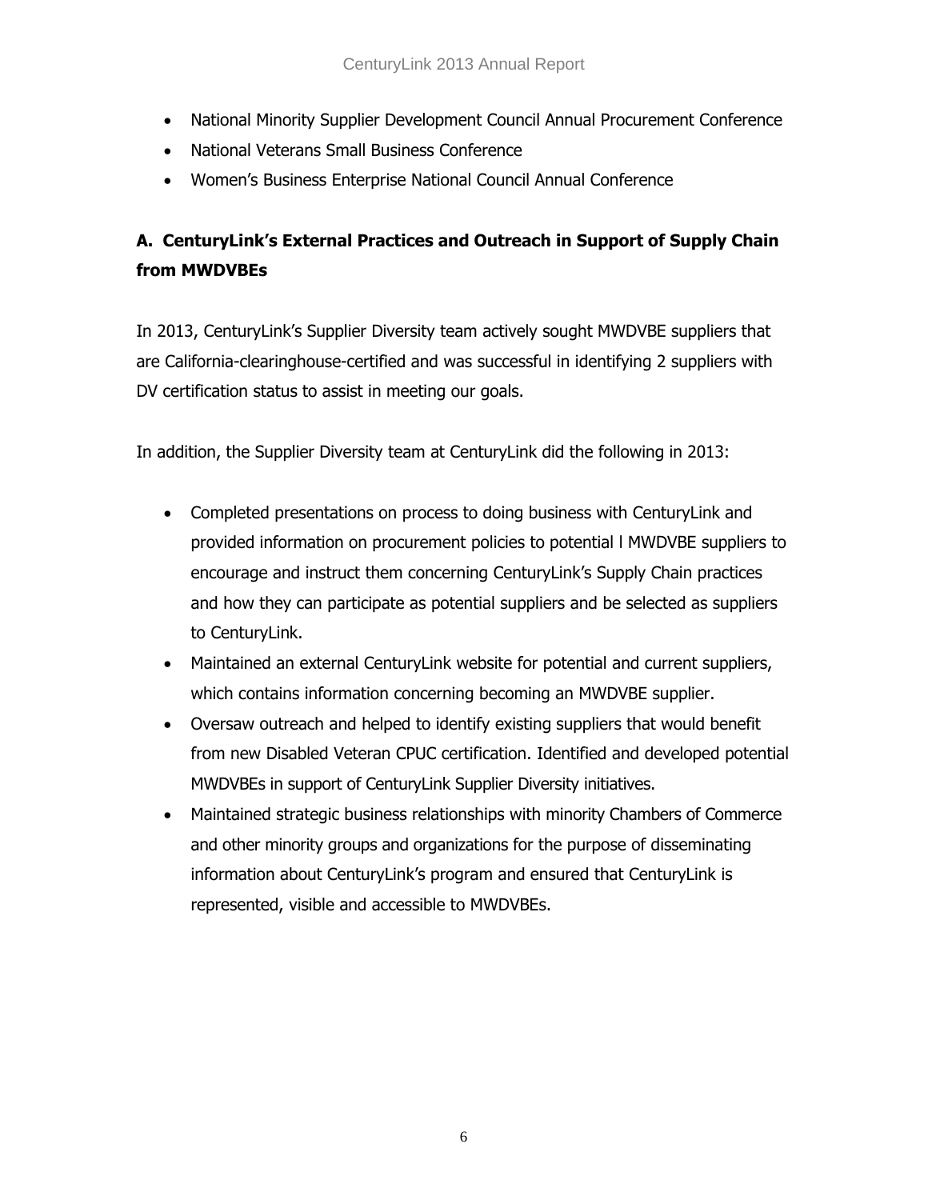- National Minority Supplier Development Council Annual Procurement Conference
- National Veterans Small Business Conference
- Women's Business Enterprise National Council Annual Conference

## A. CenturyLink's External Practices and Outreach in Support of Supply Chain from MWDVBEs

In 2013, CenturyLink's Supplier Diversity team actively sought MWDVBE suppliers that are California-clearinghouse-certified and was successful in identifying 2 suppliers with DV certification status to assist in meeting our goals.

In addition, the Supplier Diversity team at CenturyLink did the following in 2013:

- Completed presentations on process to doing business with CenturyLink and provided information on procurement policies to potential l MWDVBE suppliers to encourage and instruct them concerning CenturyLink's Supply Chain practices and how they can participate as potential suppliers and be selected as suppliers to CenturyLink.
- Maintained an external CenturyLink website for potential and current suppliers, which contains information concerning becoming an MWDVBE supplier.
- Oversaw outreach and helped to identify existing suppliers that would benefit from new Disabled Veteran CPUC certification. Identified and developed potential MWDVBEs in support of CenturyLink Supplier Diversity initiatives.
- Maintained strategic business relationships with minority Chambers of Commerce and other minority groups and organizations for the purpose of disseminating information about CenturyLink's program and ensured that CenturyLink is represented, visible and accessible to MWDVBEs.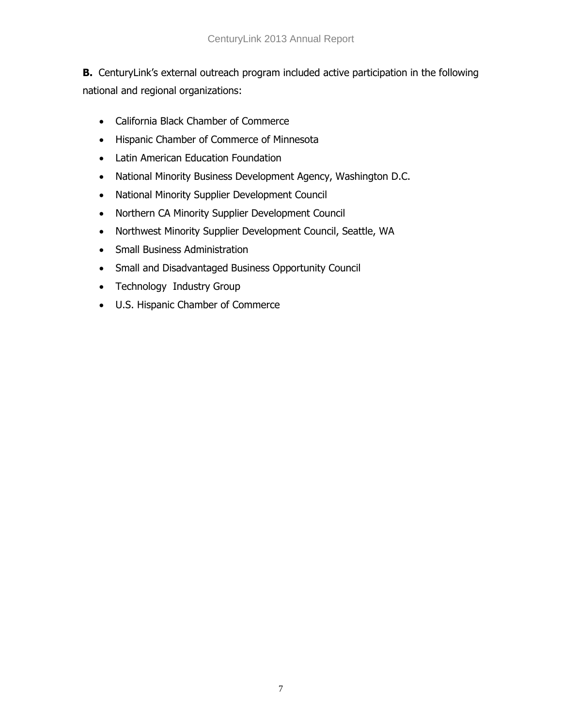**B.** CenturyLink's external outreach program included active participation in the following national and regional organizations:

- California Black Chamber of Commerce
- Hispanic Chamber of Commerce of Minnesota
- Latin American Education Foundation
- National Minority Business Development Agency, Washington D.C.
- National Minority Supplier Development Council
- Northern CA Minority Supplier Development Council
- Northwest Minority Supplier Development Council, Seattle, WA
- Small Business Administration
- Small and Disadvantaged Business Opportunity Council
- Technology  Industry Group
- U.S. Hispanic Chamber of Commerce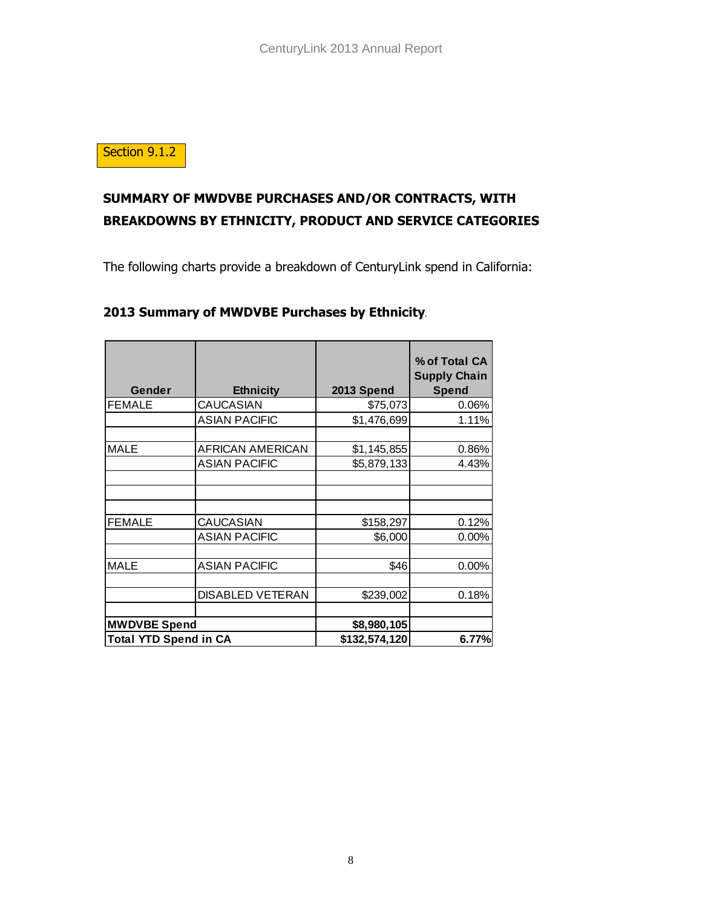Section 9.1.2

## SUMMARY OF MWDVBE PURCHASES AND/OR CONTRACTS, WITH BREAKDOWNS BY ETHNICITY, PRODUCT AND SERVICE CATEGORIES

The following charts provide a breakdown of CenturyLink spend in California:

### 2013 Summary of MWDVBE Purchases by Ethnicity.

| Gender | Ethnicity | 2013 Spend | % of Total CA Supply Chain Spend |
|---|---|---|---|
| FEMALE | CAUCASIAN | $75,073 | 0.06% |
| | ASIAN PACIFIC | $1,476,699 | 1.11% |
| | | | |
| MALE | AFRICAN AMERICAN | $1,145,855 | 0.86% |
| | ASIAN PACIFIC | $5,879,133 | 4.43% |
| | | | |
| | | | |
| | | | |
| FEMALE | CAUCASIAN | $158,297 | 0.12% |
| | ASIAN PACIFIC | $6,000 | 0.00% |
| | | | |
| MALE | ASIAN PACIFIC | $46 | 0.00% |
| | | | |
| | DISABLED VETERAN | $239,002 | 0.18% |
| | | | |
| **MWDVBE Spend** | | **$8,980,105** | |
| **Total YTD Spend in CA** | | **$132,574,120** | **6.77%** |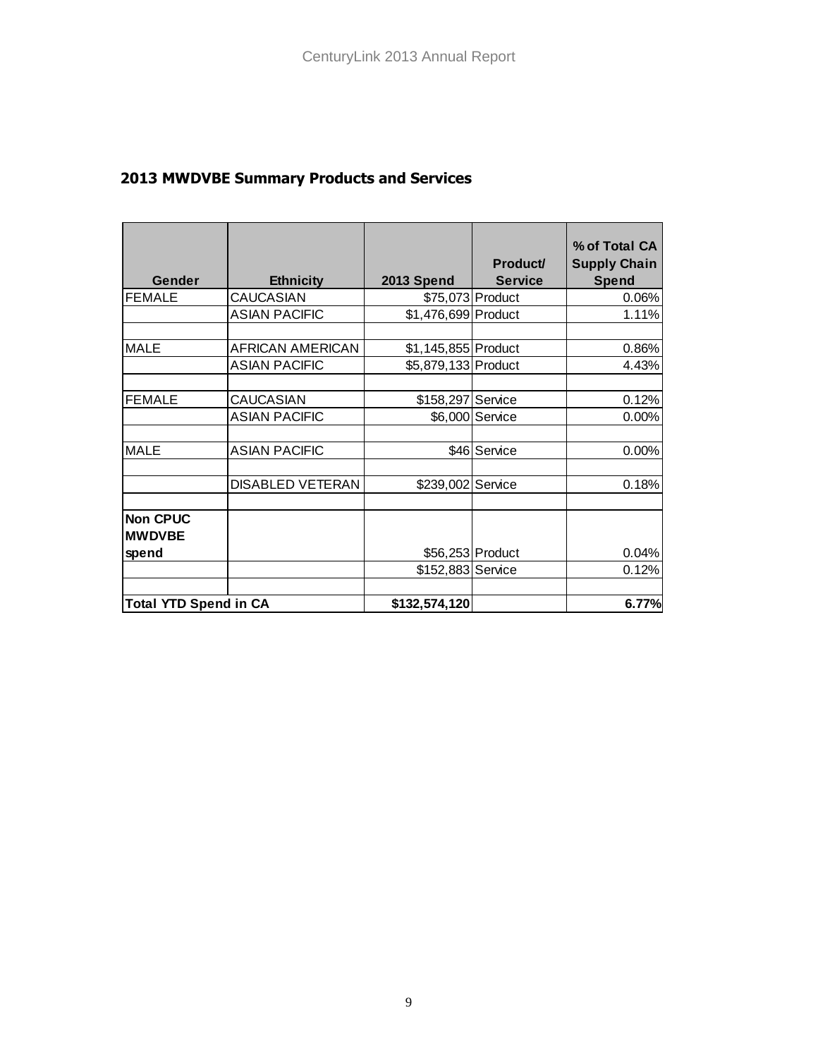## 2013 MWDVBE Summary Products and Services

| Gender | Ethnicity | 2013 Spend | Product/ Service | % of Total CA Supply Chain Spend |
|---|---|---|---|---|
| FEMALE | CAUCASIAN | $75,073 | Product | 0.06% |
| | ASIAN PACIFIC | $1,476,699 | Product | 1.11% |
| | | | | |
| MALE | AFRICAN AMERICAN | $1,145,855 | Product | 0.86% |
| | ASIAN PACIFIC | $5,879,133 | Product | 4.43% |
| | | | | |
| FEMALE | CAUCASIAN | $158,297 | Service | 0.12% |
| | ASIAN PACIFIC | $6,000 | Service | 0.00% |
| | | | | |
| MALE | ASIAN PACIFIC | $46 | Service | 0.00% |
| | | | | |
| | DISABLED VETERAN | $239,002 | Service | 0.18% |
| | | | | |
| **Non CPUC MWDVBE spend** | | $56,253 | Product | 0.04% |
| | | $152,883 | Service | 0.12% |
| | | | | |
| **Total YTD Spend in CA** | | **$132,574,120** | | **6.77%** |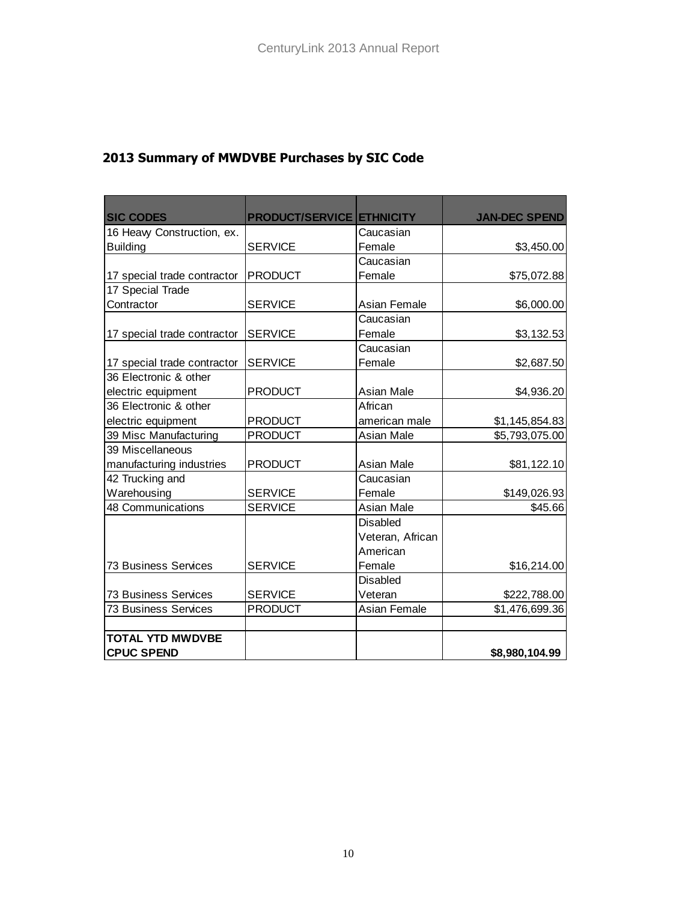## 2013 Summary of MWDVBE Purchases by SIC Code

| SIC CODES | PRODUCT/SERVICE | ETHNICITY | JAN-DEC SPEND |
|---|---|---|---|
| 16 Heavy Construction, ex. Building | SERVICE | Caucasian Female | $3,450.00 |
| 17 special trade contractor | PRODUCT | Caucasian Female | $75,072.88 |
| 17 Special Trade Contractor | SERVICE | Asian Female | $6,000.00 |
| 17 special trade contractor | SERVICE | Caucasian Female | $3,132.53 |
| 17 special trade contractor | SERVICE | Caucasian Female | $2,687.50 |
| 36 Electronic & other electric equipment | PRODUCT | Asian Male | $4,936.20 |
| 36 Electronic & other electric equipment | PRODUCT | African american male | $1,145,854.83 |
| 39 Misc Manufacturing | PRODUCT | Asian Male | $5,793,075.00 |
| 39 Miscellaneous manufacturing industries | PRODUCT | Asian Male | $81,122.10 |
| 42 Trucking and Warehousing | SERVICE | Caucasian Female | $149,026.93 |
| 48 Communications | SERVICE | Asian Male | $45.66 |
| 73 Business Services | SERVICE | Disabled Veteran, African American Female | $16,214.00 |
| 73 Business Services | SERVICE | Disabled Veteran | $222,788.00 |
| 73 Business Services | PRODUCT | Asian Female | $1,476,699.36 |
| | | | |
| **TOTAL YTD MWDVBE CPUC SPEND** | | | **$8,980,104.99** |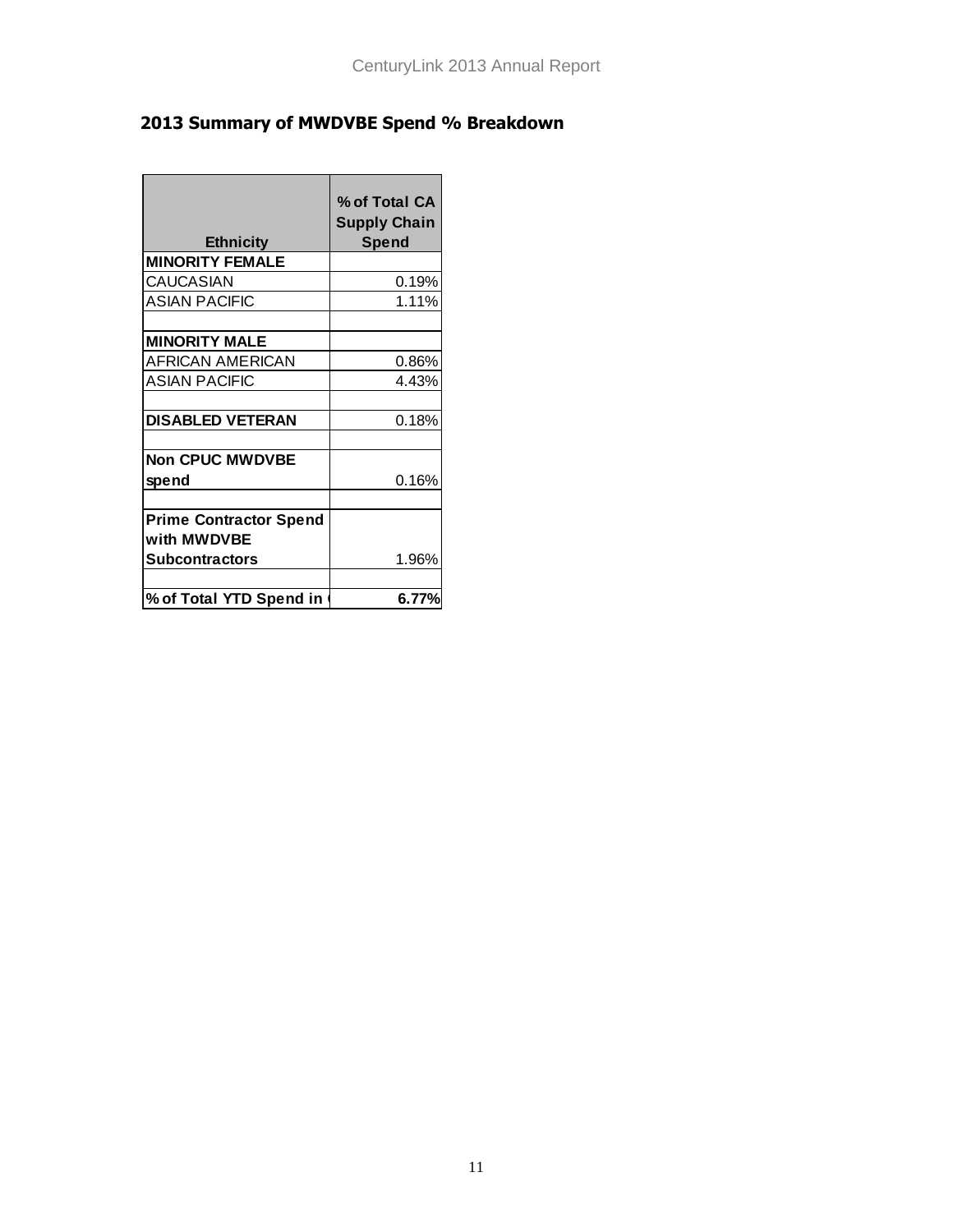## 2013 Summary of MWDVBE Spend % Breakdown

| Ethnicity | % of Total CA Supply Chain Spend |
|---|---|
| **MINORITY FEMALE** | |
| CAUCASIAN | 0.19% |
| ASIAN PACIFIC | 1.11% |
| | |
| **MINORITY MALE** | |
| AFRICAN AMERICAN | 0.86% |
| ASIAN PACIFIC | 4.43% |
| | |
| **DISABLED VETERAN** | 0.18% |
| | |
| **Non CPUC MWDVBE spend** | 0.16% |
| | |
| **Prime Contractor Spend with MWDVBE Subcontractors** | 1.96% |
| | |
| **% of Total YTD Spend in (** | **6.77%** |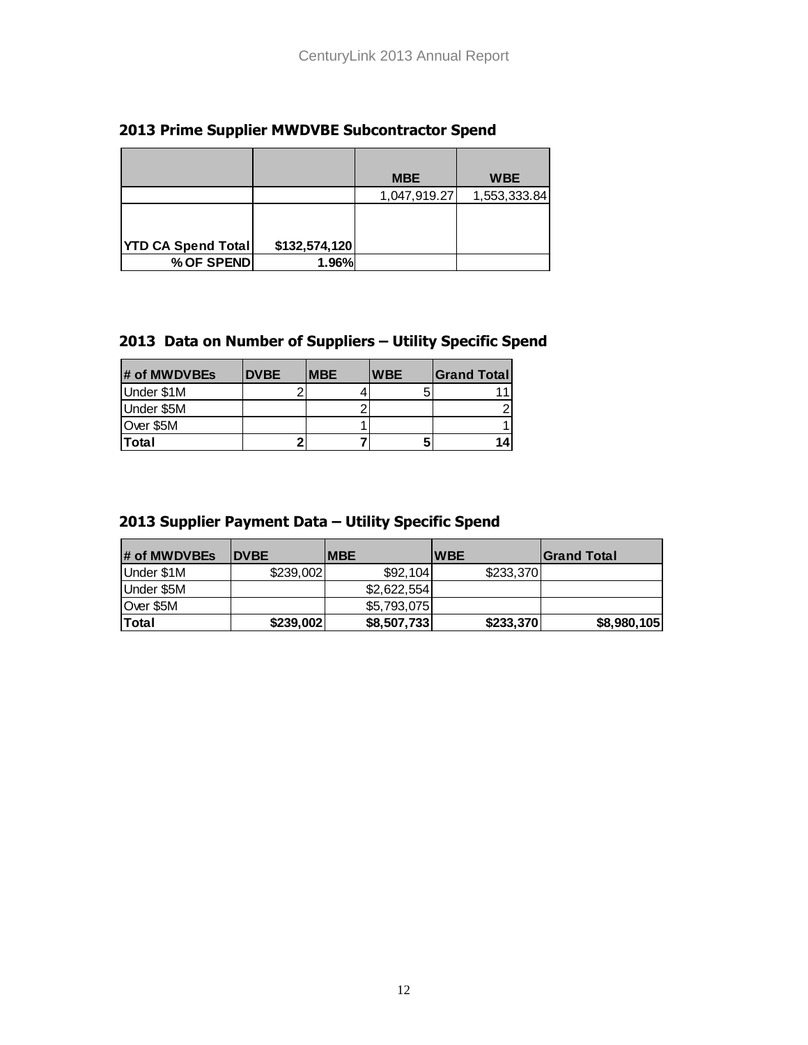## 2013 Prime Supplier MWDVBE Subcontractor Spend

| | | MBE | WBE |
|---|---|---|---|
| | | 1,047,919.27 | 1,553,333.84 |
| **YTD CA Spend Total** | **$132,574,120** | | |
| **% OF SPEND** | **1.96%** | | |

## 2013 Data on Number of Suppliers – Utility Specific Spend

| # of MWDVBEs | DVBE | MBE | WBE | Grand Total |
|---|---|---|---|---|
| Under $1M | 2 | 4 | 5 | 11 |
| Under $5M | | 2 | | 2 |
| Over $5M | | 1 | | 1 |
| **Total** | **2** | **7** | **5** | **14** |

## 2013 Supplier Payment Data – Utility Specific Spend

| # of MWDVBEs | DVBE | MBE | WBE | Grand Total |
|---|---|---|---|---|
| Under $1M | $239,002 | $92,104 | $233,370 | |
| Under $5M | | $2,622,554 | | |
| Over $5M | | $5,793,075 | | |
| **Total** | **$239,002** | **$8,507,733** | **$233,370** | **$8,980,105** |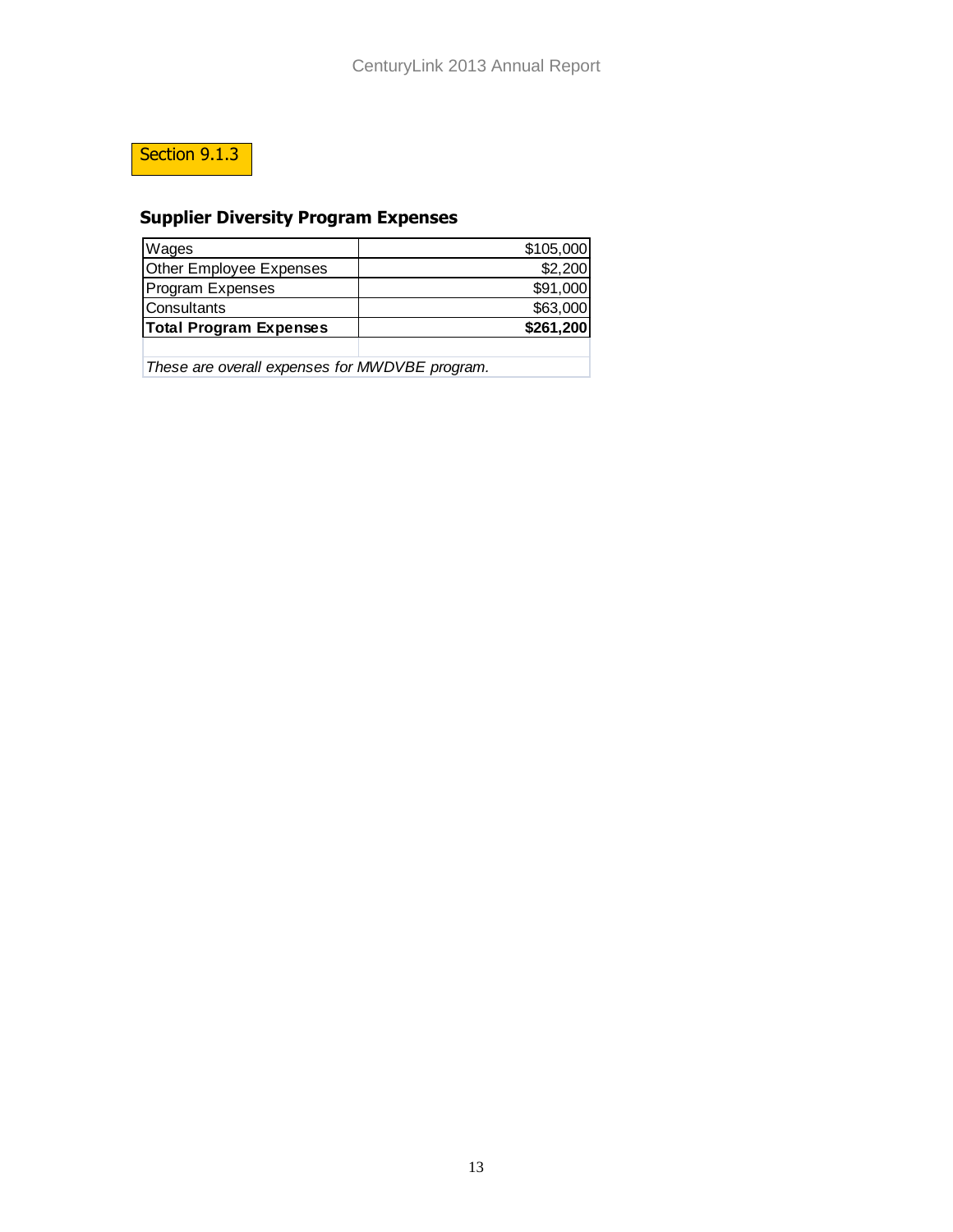Section 9.1.3

## Supplier Diversity Program Expenses

| Item | Amount |
|---|---|
| Wages | $105,000 |
| Other Employee Expenses | $2,200 |
| Program Expenses | $91,000 |
| Consultants | $63,000 |
| **Total Program Expenses** | **$261,200** |

*These are overall expenses for MWDVBE program.*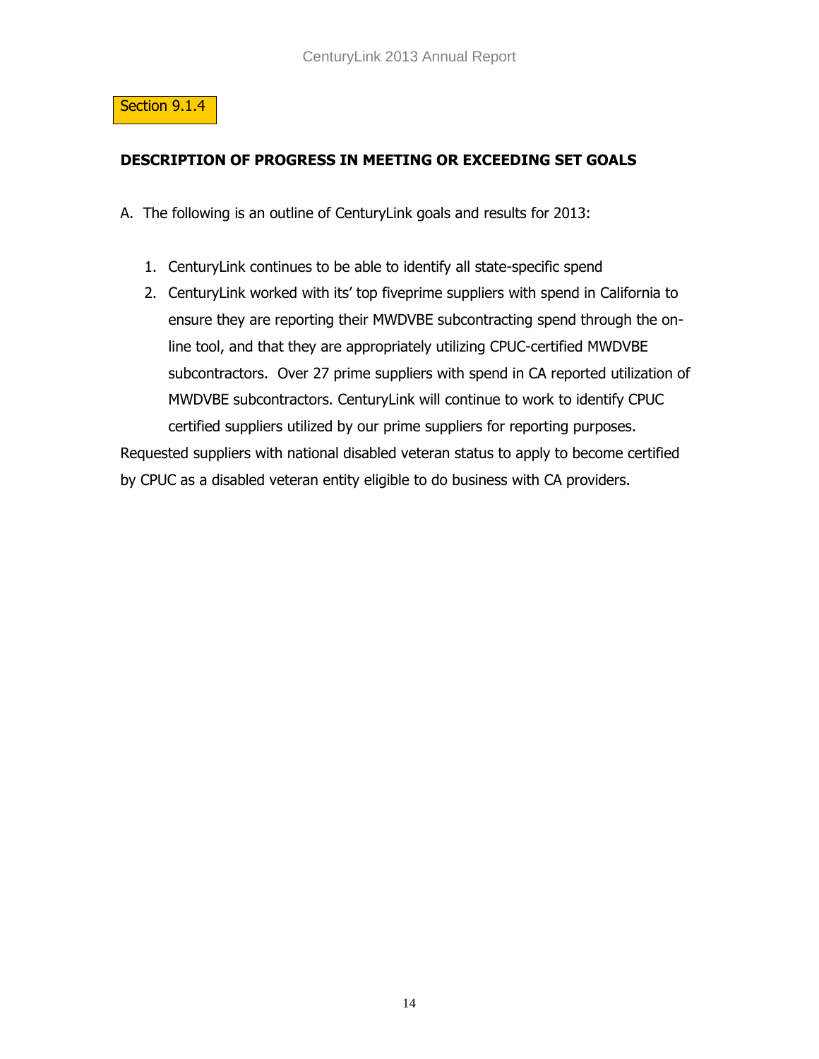Section 9.1.4

**DESCRIPTION OF PROGRESS IN MEETING OR EXCEEDING SET GOALS**

A. The following is an outline of CenturyLink goals and results for 2013:

1. CenturyLink continues to be able to identify all state-specific spend
2. CenturyLink worked with its' top fiveprime suppliers with spend in California to ensure they are reporting their MWDVBE subcontracting spend through the on-line tool, and that they are appropriately utilizing CPUC-certified MWDVBE subcontractors. Over 27 prime suppliers with spend in CA reported utilization of MWDVBE subcontractors. CenturyLink will continue to work to identify CPUC certified suppliers utilized by our prime suppliers for reporting purposes.

Requested suppliers with national disabled veteran status to apply to become certified by CPUC as a disabled veteran entity eligible to do business with CA providers.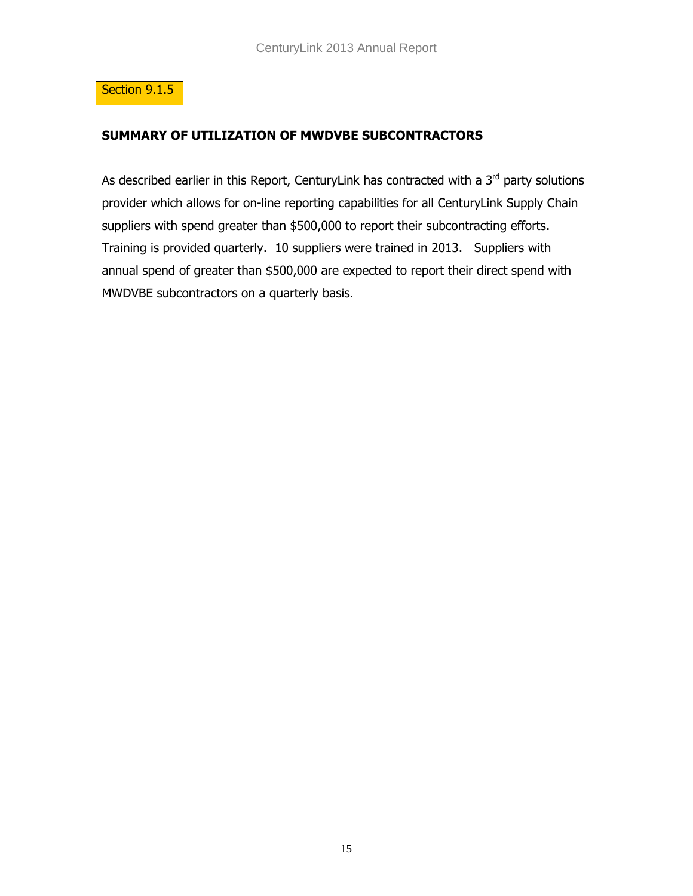Section 9.1.5

## SUMMARY OF UTILIZATION OF MWDVBE SUBCONTRACTORS

As described earlier in this Report, CenturyLink has contracted with a 3rd party solutions provider which allows for on-line reporting capabilities for all CenturyLink Supply Chain suppliers with spend greater than $500,000 to report their subcontracting efforts. Training is provided quarterly. 10 suppliers were trained in 2013. Suppliers with annual spend of greater than $500,000 are expected to report their direct spend with MWDVBE subcontractors on a quarterly basis.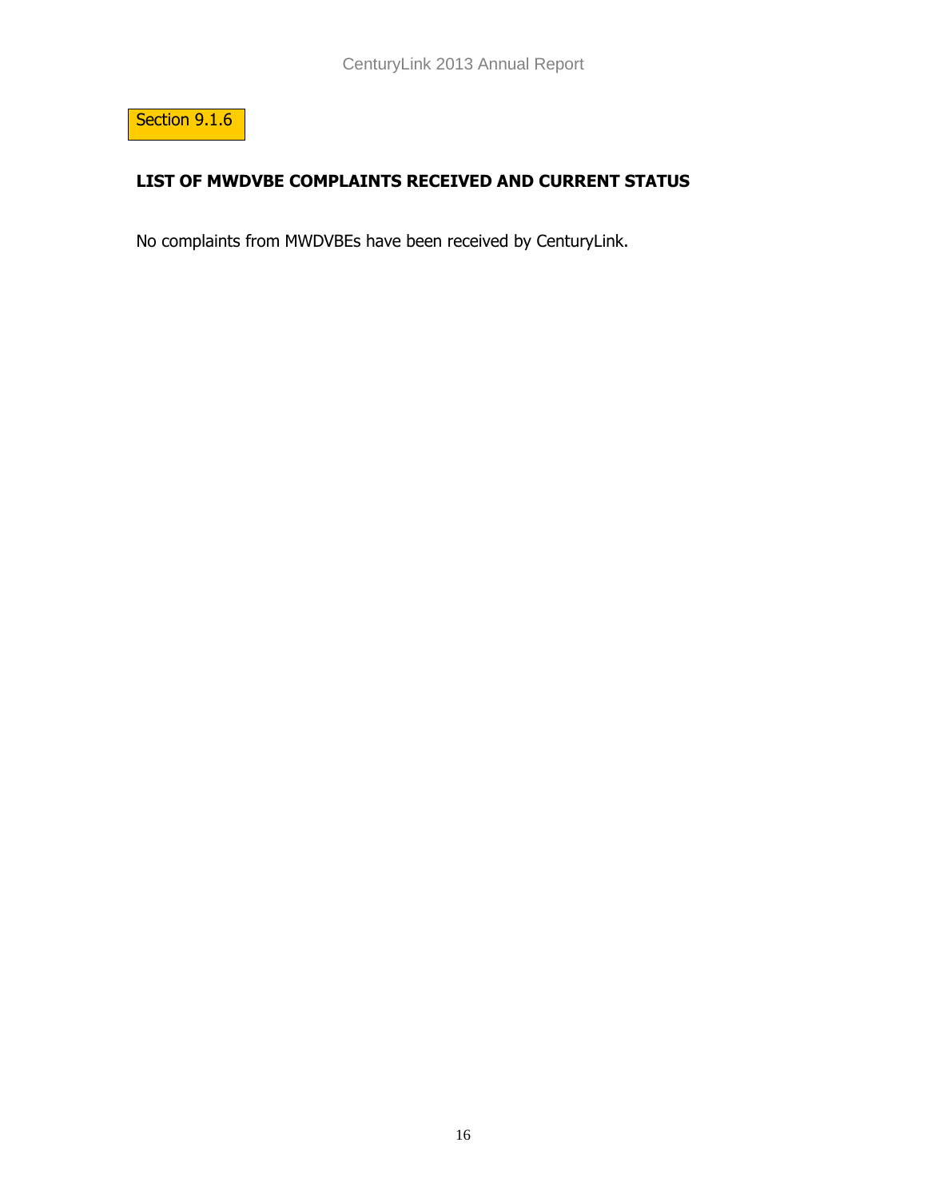Section 9.1.6

## LIST OF MWDVBE COMPLAINTS RECEIVED AND CURRENT STATUS

No complaints from MWDVBEs have been received by CenturyLink.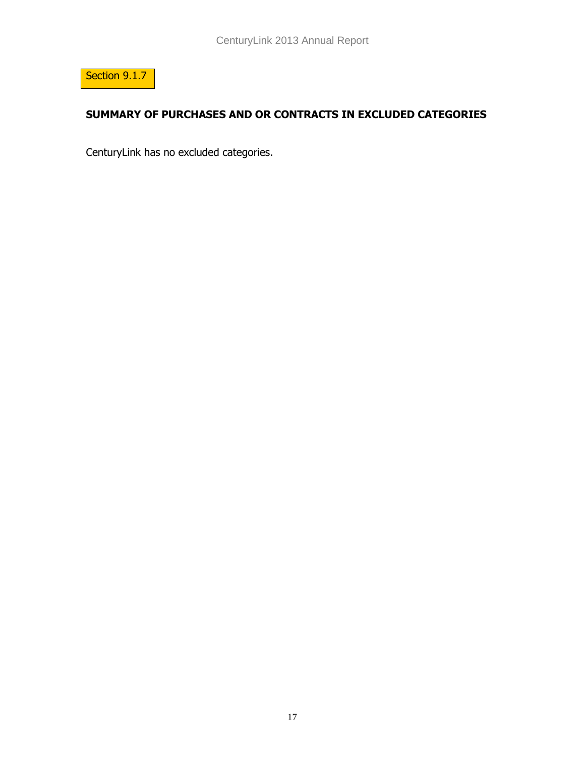Section 9.1.7

## SUMMARY OF PURCHASES AND OR CONTRACTS IN EXCLUDED CATEGORIES

CenturyLink has no excluded categories.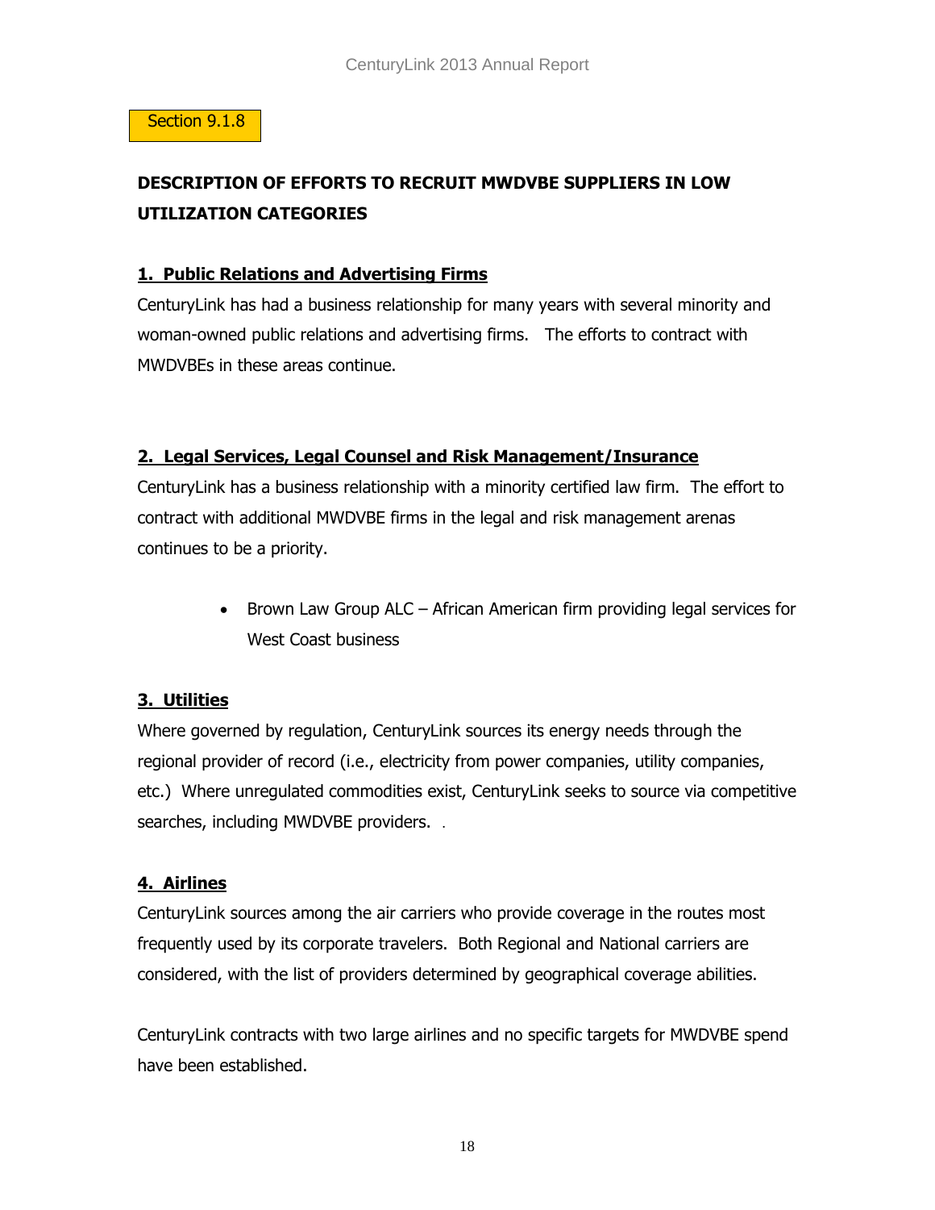Section 9.1.8

## DESCRIPTION OF EFFORTS TO RECRUIT MWDVBE SUPPLIERS IN LOW UTILIZATION CATEGORIES

### 1. Public Relations and Advertising Firms

CenturyLink has had a business relationship for many years with several minority and woman-owned public relations and advertising firms. The efforts to contract with MWDVBEs in these areas continue.

### 2. Legal Services, Legal Counsel and Risk Management/Insurance

CenturyLink has a business relationship with a minority certified law firm. The effort to contract with additional MWDVBE firms in the legal and risk management arenas continues to be a priority.

- Brown Law Group ALC – African American firm providing legal services for West Coast business

### 3. Utilities

Where governed by regulation, CenturyLink sources its energy needs through the regional provider of record (i.e., electricity from power companies, utility companies, etc.) Where unregulated commodities exist, CenturyLink seeks to source via competitive searches, including MWDVBE providers.

### 4. Airlines

CenturyLink sources among the air carriers who provide coverage in the routes most frequently used by its corporate travelers. Both Regional and National carriers are considered, with the list of providers determined by geographical coverage abilities.

CenturyLink contracts with two large airlines and no specific targets for MWDVBE spend have been established.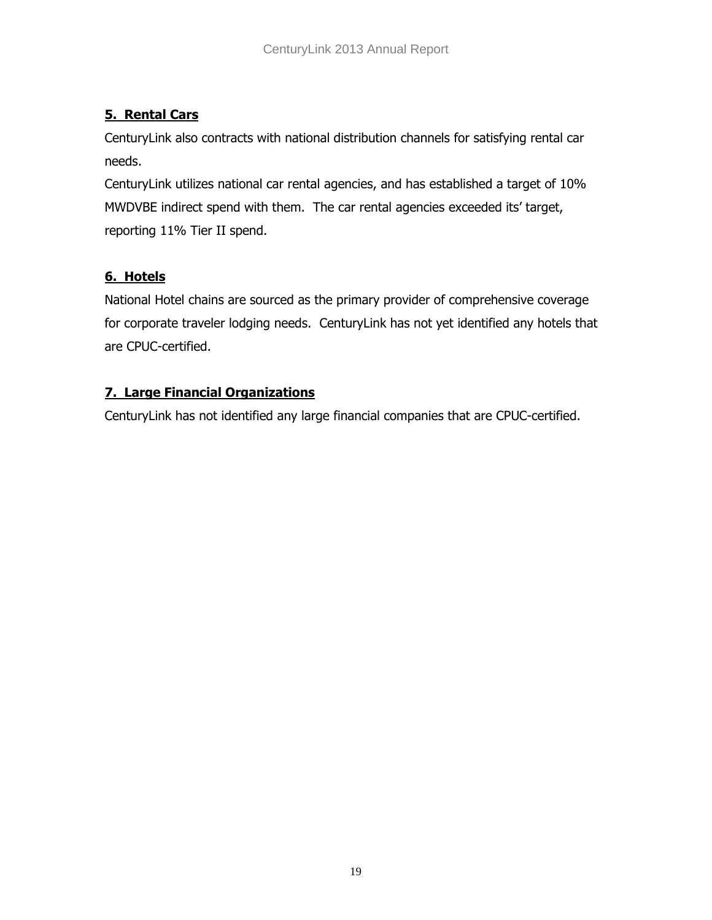### **5. Rental Cars**

CenturyLink also contracts with national distribution channels for satisfying rental car needs.

CenturyLink utilizes national car rental agencies, and has established a target of 10% MWDVBE indirect spend with them. The car rental agencies exceeded its' target, reporting 11% Tier II spend.

### **6. Hotels**

National Hotel chains are sourced as the primary provider of comprehensive coverage for corporate traveler lodging needs. CenturyLink has not yet identified any hotels that are CPUC-certified.

### **7. Large Financial Organizations**

CenturyLink has not identified any large financial companies that are CPUC-certified.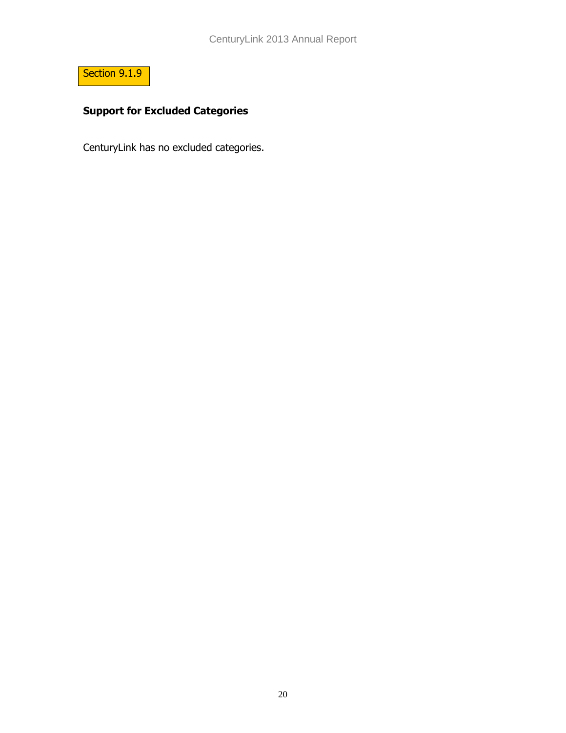Section 9.1.9

## Support for Excluded Categories

CenturyLink has no excluded categories.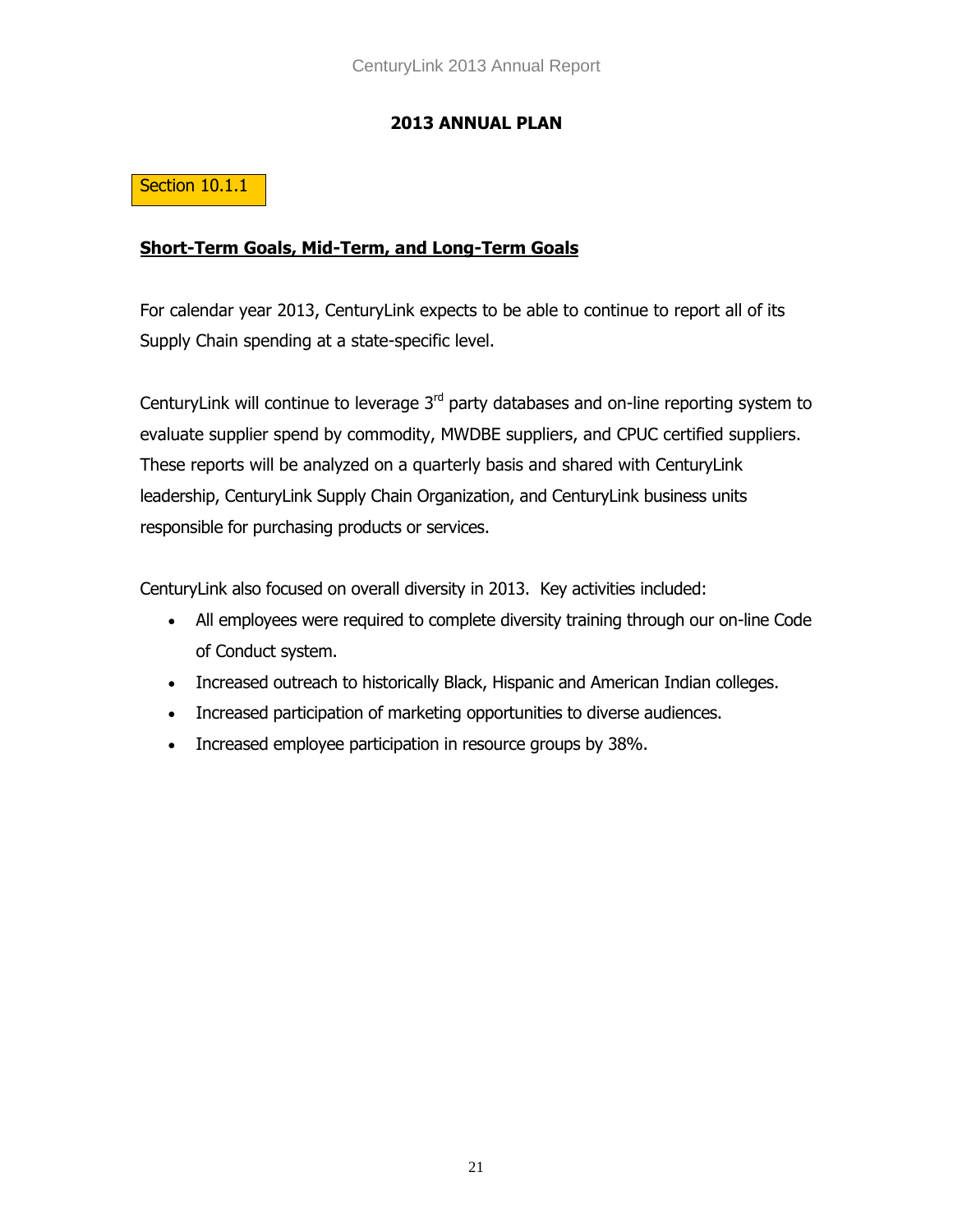## 2013 ANNUAL PLAN

Section 10.1.1

**Short-Term Goals, Mid-Term, and Long-Term Goals**

For calendar year 2013, CenturyLink expects to be able to continue to report all of its Supply Chain spending at a state-specific level.

CenturyLink will continue to leverage 3rd party databases and on-line reporting system to evaluate supplier spend by commodity, MWDBE suppliers, and CPUC certified suppliers. These reports will be analyzed on a quarterly basis and shared with CenturyLink leadership, CenturyLink Supply Chain Organization, and CenturyLink business units responsible for purchasing products or services.

CenturyLink also focused on overall diversity in 2013. Key activities included:

- All employees were required to complete diversity training through our on-line Code of Conduct system.
- Increased outreach to historically Black, Hispanic and American Indian colleges.
- Increased participation of marketing opportunities to diverse audiences.
- Increased employee participation in resource groups by 38%.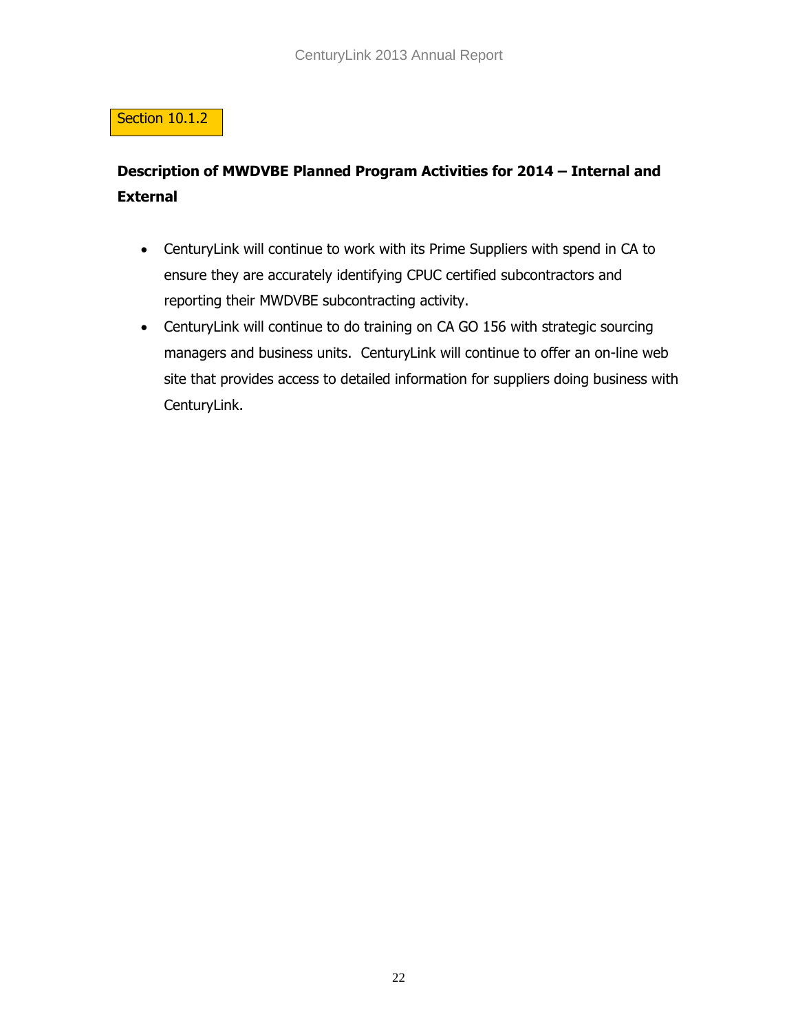Section 10.1.2

## Description of MWDVBE Planned Program Activities for 2014 – Internal and External

- CenturyLink will continue to work with its Prime Suppliers with spend in CA to ensure they are accurately identifying CPUC certified subcontractors and reporting their MWDVBE subcontracting activity.
- CenturyLink will continue to do training on CA GO 156 with strategic sourcing managers and business units. CenturyLink will continue to offer an on-line web site that provides access to detailed information for suppliers doing business with CenturyLink.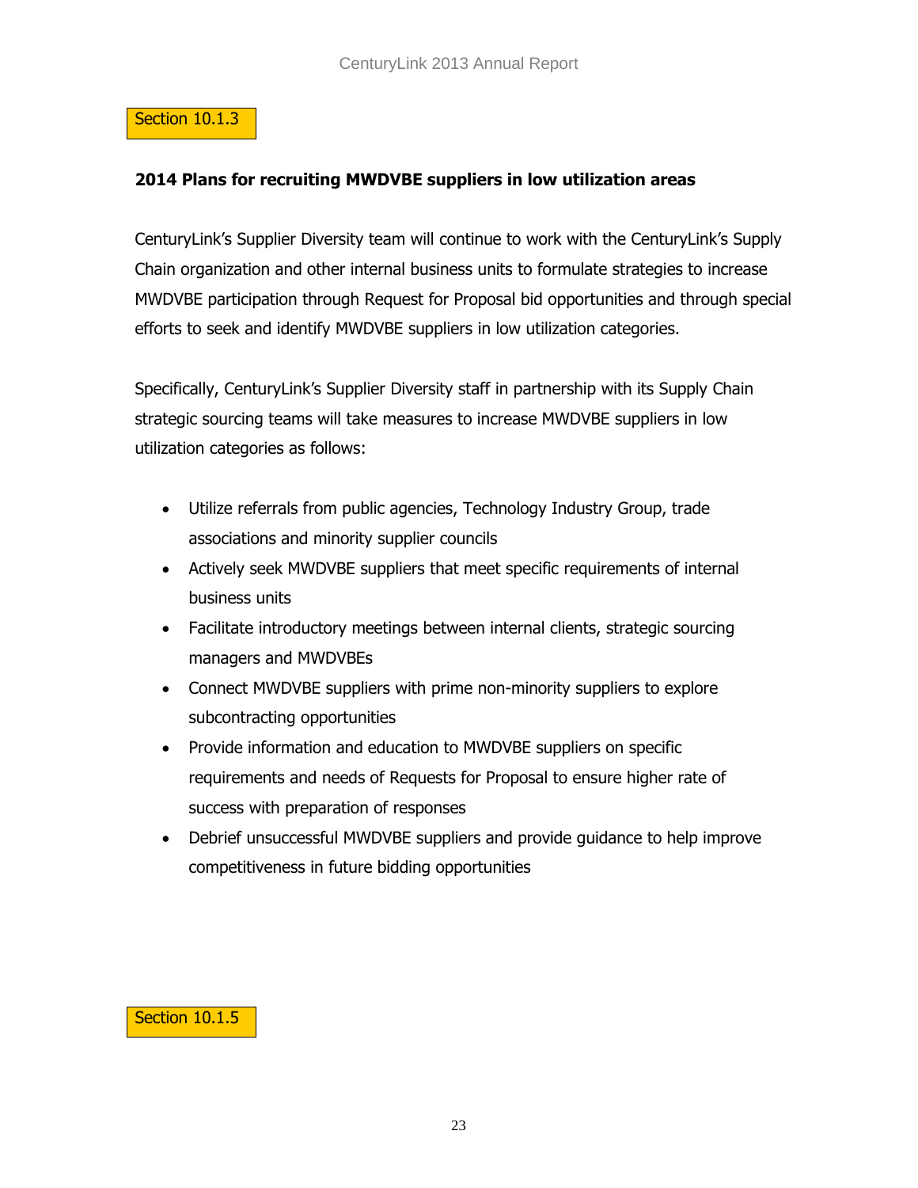Section 10.1.3

## 2014 Plans for recruiting MWDVBE suppliers in low utilization areas

CenturyLink's Supplier Diversity team will continue to work with the CenturyLink's Supply Chain organization and other internal business units to formulate strategies to increase MWDVBE participation through Request for Proposal bid opportunities and through special efforts to seek and identify MWDVBE suppliers in low utilization categories.

Specifically, CenturyLink's Supplier Diversity staff in partnership with its Supply Chain strategic sourcing teams will take measures to increase MWDVBE suppliers in low utilization categories as follows:

- Utilize referrals from public agencies, Technology Industry Group, trade associations and minority supplier councils
- Actively seek MWDVBE suppliers that meet specific requirements of internal business units
- Facilitate introductory meetings between internal clients, strategic sourcing managers and MWDVBEs
- Connect MWDVBE suppliers with prime non-minority suppliers to explore subcontracting opportunities
- Provide information and education to MWDVBE suppliers on specific requirements and needs of Requests for Proposal to ensure higher rate of success with preparation of responses
- Debrief unsuccessful MWDVBE suppliers and provide guidance to help improve competitiveness in future bidding opportunities

Section 10.1.5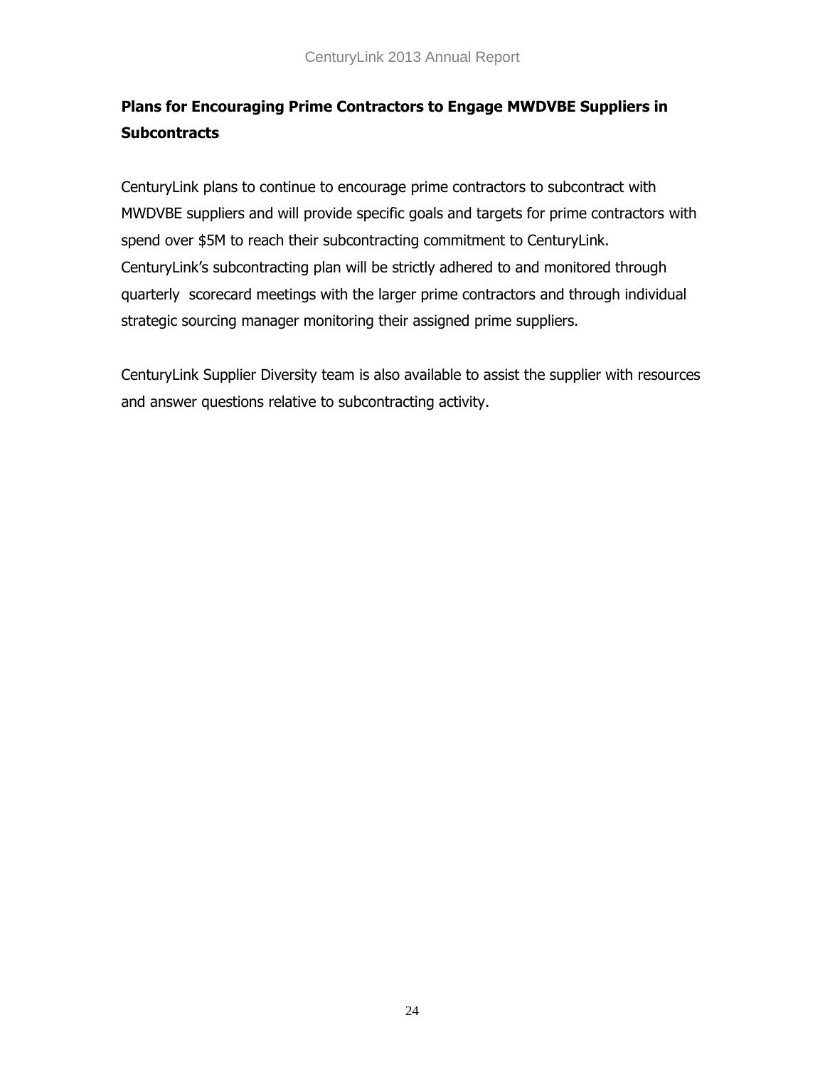## Plans for Encouraging Prime Contractors to Engage MWDVBE Suppliers in Subcontracts

CenturyLink plans to continue to encourage prime contractors to subcontract with MWDVBE suppliers and will provide specific goals and targets for prime contractors with spend over $5M to reach their subcontracting commitment to CenturyLink. CenturyLink's subcontracting plan will be strictly adhered to and monitored through quarterly scorecard meetings with the larger prime contractors and through individual strategic sourcing manager monitoring their assigned prime suppliers.

CenturyLink Supplier Diversity team is also available to assist the supplier with resources and answer questions relative to subcontracting activity.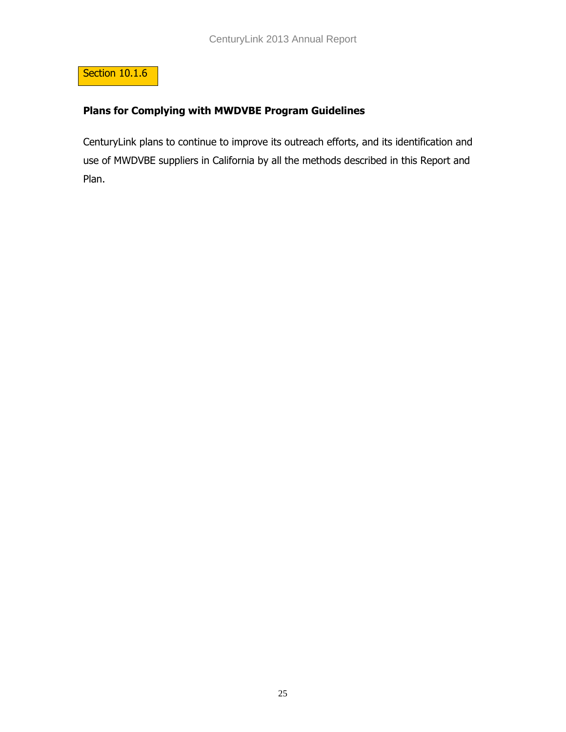Section 10.1.6

### Plans for Complying with MWDVBE Program Guidelines

CenturyLink plans to continue to improve its outreach efforts, and its identification and use of MWDVBE suppliers in California by all the methods described in this Report and Plan.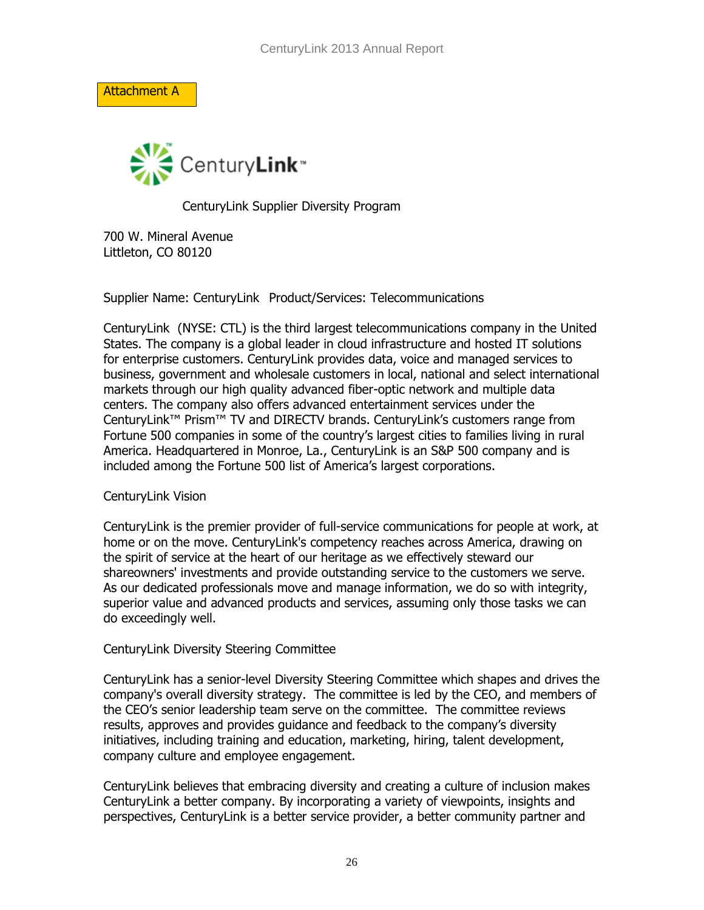Attachment A

CenturyLink Supplier Diversity Program

700 W. Mineral Avenue
Littleton, CO 80120

Supplier Name: CenturyLink Product/Services: Telecommunications

CenturyLink (NYSE: CTL) is the third largest telecommunications company in the United States. The company is a global leader in cloud infrastructure and hosted IT solutions for enterprise customers. CenturyLink provides data, voice and managed services to business, government and wholesale customers in local, national and select international markets through our high quality advanced fiber-optic network and multiple data centers. The company also offers advanced entertainment services under the CenturyLink™ Prism™ TV and DIRECTV brands. CenturyLink's customers range from Fortune 500 companies in some of the country's largest cities to families living in rural America. Headquartered in Monroe, La., CenturyLink is an S&P 500 company and is included among the Fortune 500 list of America's largest corporations.

CenturyLink Vision

CenturyLink is the premier provider of full-service communications for people at work, at home or on the move. CenturyLink's competency reaches across America, drawing on the spirit of service at the heart of our heritage as we effectively steward our shareowners' investments and provide outstanding service to the customers we serve. As our dedicated professionals move and manage information, we do so with integrity, superior value and advanced products and services, assuming only those tasks we can do exceedingly well.

CenturyLink Diversity Steering Committee

CenturyLink has a senior-level Diversity Steering Committee which shapes and drives the company's overall diversity strategy. The committee is led by the CEO, and members of the CEO's senior leadership team serve on the committee. The committee reviews results, approves and provides guidance and feedback to the company's diversity initiatives, including training and education, marketing, hiring, talent development, company culture and employee engagement.

CenturyLink believes that embracing diversity and creating a culture of inclusion makes CenturyLink a better company. By incorporating a variety of viewpoints, insights and perspectives, CenturyLink is a better service provider, a better community partner and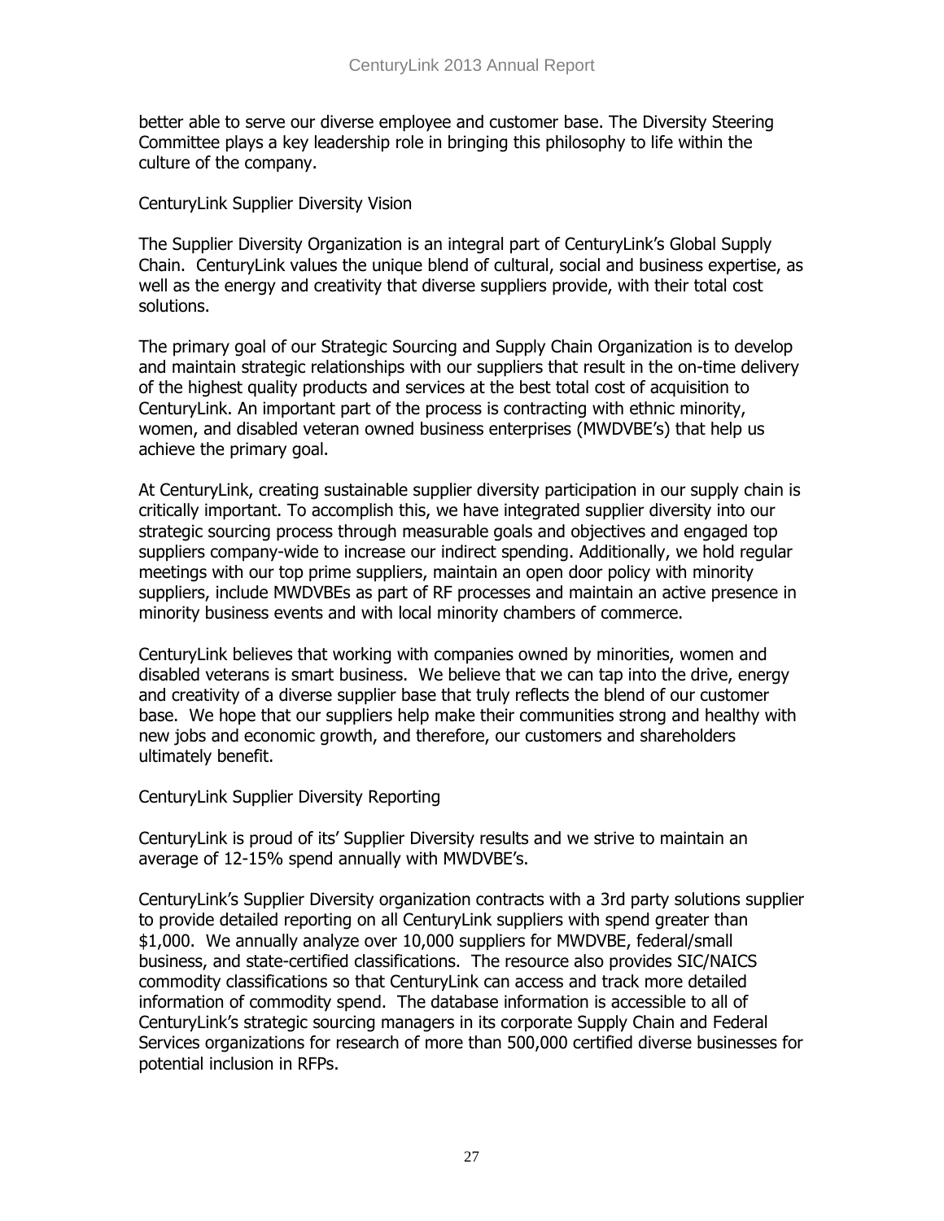better able to serve our diverse employee and customer base. The Diversity Steering Committee plays a key leadership role in bringing this philosophy to life within the culture of the company.

CenturyLink Supplier Diversity Vision

The Supplier Diversity Organization is an integral part of CenturyLink's Global Supply Chain. CenturyLink values the unique blend of cultural, social and business expertise, as well as the energy and creativity that diverse suppliers provide, with their total cost solutions.

The primary goal of our Strategic Sourcing and Supply Chain Organization is to develop and maintain strategic relationships with our suppliers that result in the on-time delivery of the highest quality products and services at the best total cost of acquisition to CenturyLink. An important part of the process is contracting with ethnic minority, women, and disabled veteran owned business enterprises (MWDVBE's) that help us achieve the primary goal.

At CenturyLink, creating sustainable supplier diversity participation in our supply chain is critically important. To accomplish this, we have integrated supplier diversity into our strategic sourcing process through measurable goals and objectives and engaged top suppliers company-wide to increase our indirect spending. Additionally, we hold regular meetings with our top prime suppliers, maintain an open door policy with minority suppliers, include MWDVBEs as part of RF processes and maintain an active presence in minority business events and with local minority chambers of commerce.

CenturyLink believes that working with companies owned by minorities, women and disabled veterans is smart business. We believe that we can tap into the drive, energy and creativity of a diverse supplier base that truly reflects the blend of our customer base. We hope that our suppliers help make their communities strong and healthy with new jobs and economic growth, and therefore, our customers and shareholders ultimately benefit.

CenturyLink Supplier Diversity Reporting

CenturyLink is proud of its' Supplier Diversity results and we strive to maintain an average of 12-15% spend annually with MWDVBE's.

CenturyLink's Supplier Diversity organization contracts with a 3rd party solutions supplier to provide detailed reporting on all CenturyLink suppliers with spend greater than $1,000. We annually analyze over 10,000 suppliers for MWDVBE, federal/small business, and state-certified classifications. The resource also provides SIC/NAICS commodity classifications so that CenturyLink can access and track more detailed information of commodity spend. The database information is accessible to all of CenturyLink's strategic sourcing managers in its corporate Supply Chain and Federal Services organizations for research of more than 500,000 certified diverse businesses for potential inclusion in RFPs.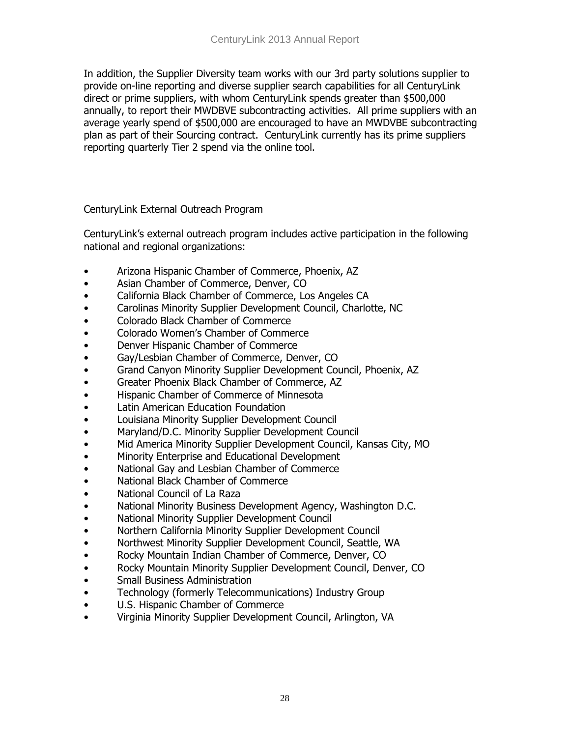In addition, the Supplier Diversity team works with our 3rd party solutions supplier to provide on-line reporting and diverse supplier search capabilities for all CenturyLink direct or prime suppliers, with whom CenturyLink spends greater than $500,000 annually, to report their MWDBVE subcontracting activities. All prime suppliers with an average yearly spend of $500,000 are encouraged to have an MWDVBE subcontracting plan as part of their Sourcing contract. CenturyLink currently has its prime suppliers reporting quarterly Tier 2 spend via the online tool.

CenturyLink External Outreach Program

CenturyLink's external outreach program includes active participation in the following national and regional organizations:

- Arizona Hispanic Chamber of Commerce, Phoenix, AZ
- Asian Chamber of Commerce, Denver, CO
- California Black Chamber of Commerce, Los Angeles CA
- Carolinas Minority Supplier Development Council, Charlotte, NC
- Colorado Black Chamber of Commerce
- Colorado Women's Chamber of Commerce
- Denver Hispanic Chamber of Commerce
- Gay/Lesbian Chamber of Commerce, Denver, CO
- Grand Canyon Minority Supplier Development Council, Phoenix, AZ
- Greater Phoenix Black Chamber of Commerce, AZ
- Hispanic Chamber of Commerce of Minnesota
- Latin American Education Foundation
- Louisiana Minority Supplier Development Council
- Maryland/D.C. Minority Supplier Development Council
- Mid America Minority Supplier Development Council, Kansas City, MO
- Minority Enterprise and Educational Development
- National Gay and Lesbian Chamber of Commerce
- National Black Chamber of Commerce
- National Council of La Raza
- National Minority Business Development Agency, Washington D.C.
- National Minority Supplier Development Council
- Northern California Minority Supplier Development Council
- Northwest Minority Supplier Development Council, Seattle, WA
- Rocky Mountain Indian Chamber of Commerce, Denver, CO
- Rocky Mountain Minority Supplier Development Council, Denver, CO
- Small Business Administration
- Technology (formerly Telecommunications) Industry Group
- U.S. Hispanic Chamber of Commerce
- Virginia Minority Supplier Development Council, Arlington, VA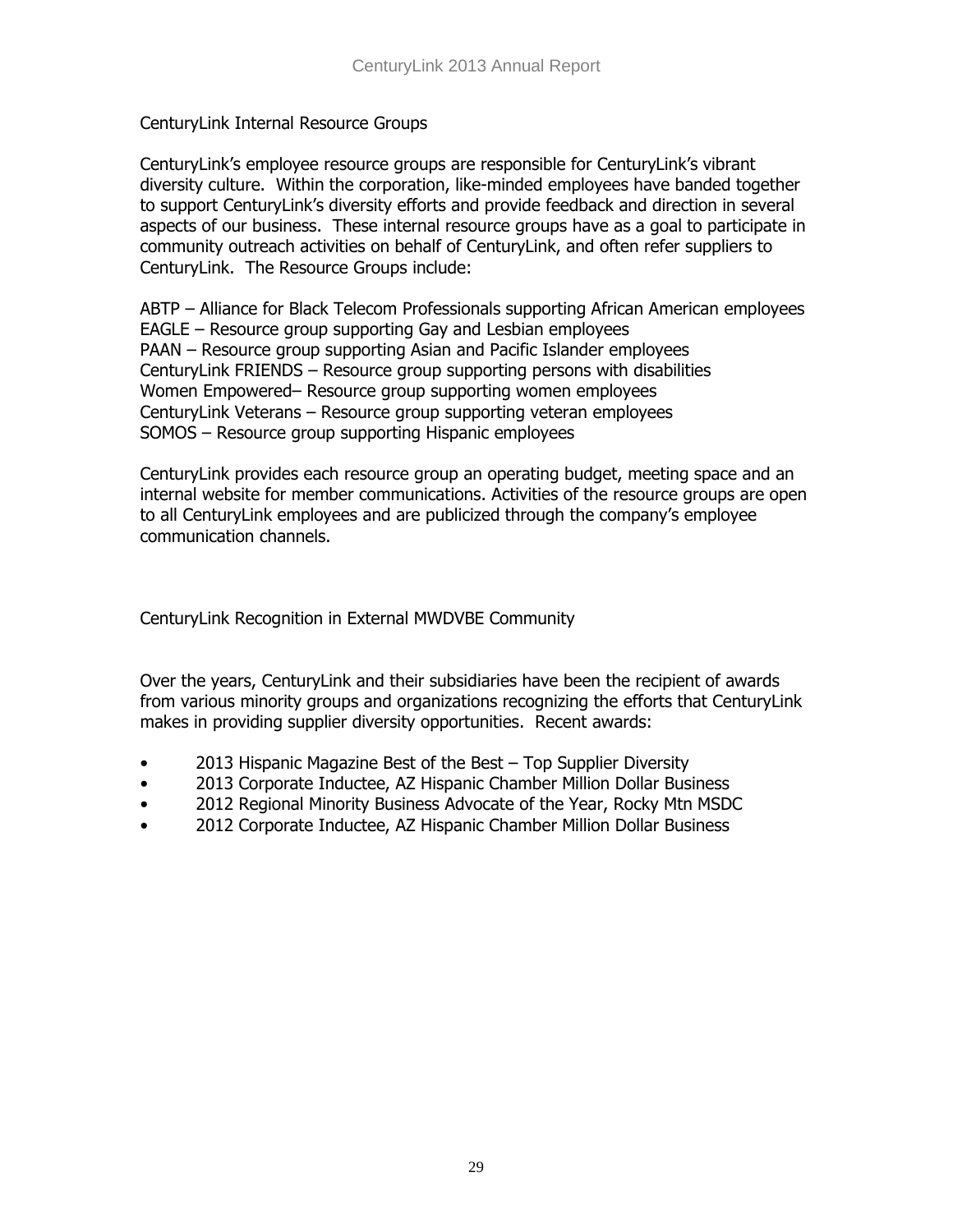## CenturyLink Internal Resource Groups

CenturyLink's employee resource groups are responsible for CenturyLink's vibrant diversity culture. Within the corporation, like-minded employees have banded together to support CenturyLink's diversity efforts and provide feedback and direction in several aspects of our business. These internal resource groups have as a goal to participate in community outreach activities on behalf of CenturyLink, and often refer suppliers to CenturyLink. The Resource Groups include:

ABTP – Alliance for Black Telecom Professionals supporting African American employees
EAGLE – Resource group supporting Gay and Lesbian employees
PAAN – Resource group supporting Asian and Pacific Islander employees
CenturyLink FRIENDS – Resource group supporting persons with disabilities
Women Empowered– Resource group supporting women employees
CenturyLink Veterans – Resource group supporting veteran employees
SOMOS – Resource group supporting Hispanic employees

CenturyLink provides each resource group an operating budget, meeting space and an internal website for member communications. Activities of the resource groups are open to all CenturyLink employees and are publicized through the company's employee communication channels.

## CenturyLink Recognition in External MWDVBE Community

Over the years, CenturyLink and their subsidiaries have been the recipient of awards from various minority groups and organizations recognizing the efforts that CenturyLink makes in providing supplier diversity opportunities. Recent awards:

- 2013 Hispanic Magazine Best of the Best – Top Supplier Diversity
- 2013 Corporate Inductee, AZ Hispanic Chamber Million Dollar Business
- 2012 Regional Minority Business Advocate of the Year, Rocky Mtn MSDC
- 2012 Corporate Inductee, AZ Hispanic Chamber Million Dollar Business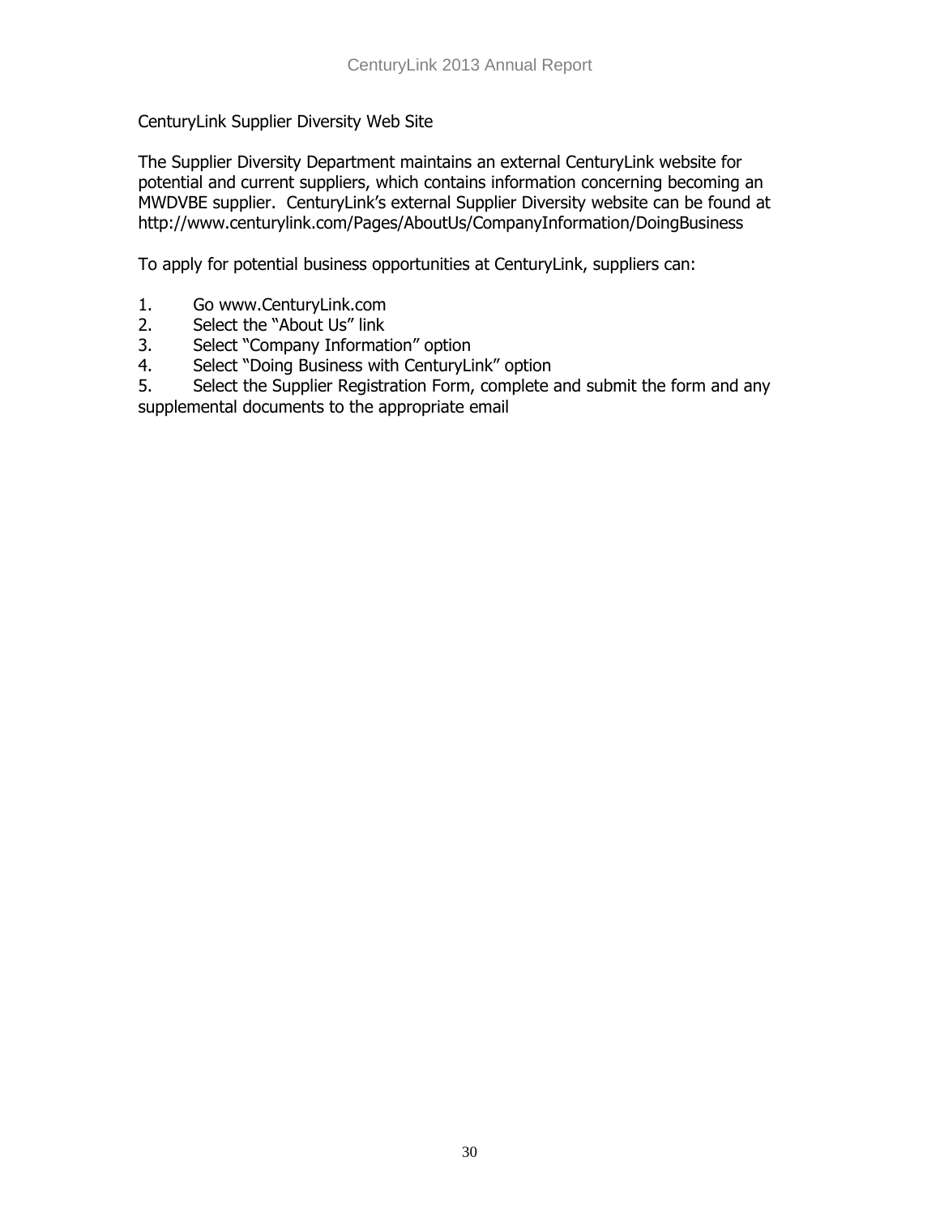## CenturyLink Supplier Diversity Web Site

The Supplier Diversity Department maintains an external CenturyLink website for potential and current suppliers, which contains information concerning becoming an MWDVBE supplier. CenturyLink's external Supplier Diversity website can be found at http://www.centurylink.com/Pages/AboutUs/CompanyInformation/DoingBusiness

To apply for potential business opportunities at CenturyLink, suppliers can:

1. Go www.CenturyLink.com
2. Select the "About Us" link
3. Select "Company Information" option
4. Select "Doing Business with CenturyLink" option
5. Select the Supplier Registration Form, complete and submit the form and any supplemental documents to the appropriate email